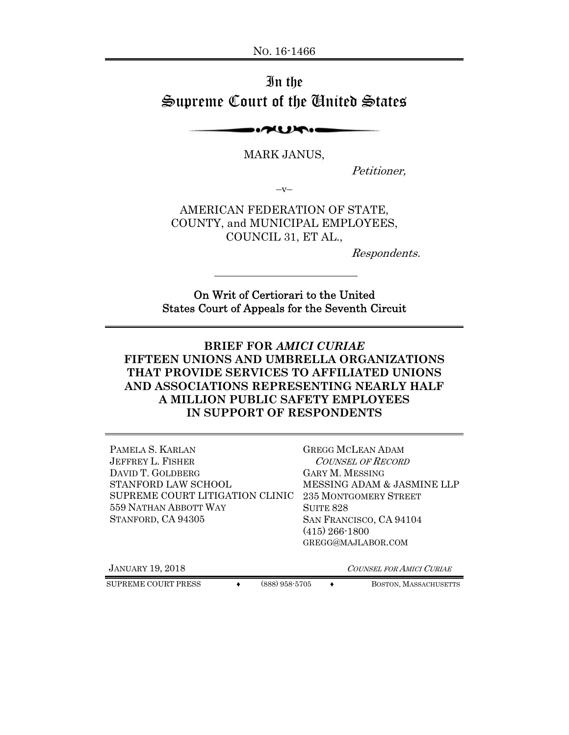No. 16-1466

# In the Supreme Court of the United States

MARK JANUS,

*Petitioner,*

–v–

AMERICAN FEDERATION OF STATE, COUNTY, and MUNICIPAL EMPLOYEES, COUNCIL 31, ET AL.,

*Respondents.*

On Writ of Certiorari to the United States Court of Appeals for the Seventh Circuit

## BRIEF FOR *AMICI CURIAE* FIFTEEN UNIONS AND UMBRELLA ORGANIZATIONS THAT PROVIDE SERVICES TO AFFILIATED UNIONS AND ASSOCIATIONS REPRESENTING NEARLY HALF A MILLION PUBLIC SAFETY EMPLOYEES IN SUPPORT OF RESPONDENTS

PAMELA S. KARLAN
JEFFREY L. FISHER
DAVID T. GOLDBERG
STANFORD LAW SCHOOL
SUPREME COURT LITIGATION CLINIC
559 NATHAN ABBOTT WAY
STANFORD, CA 94305

GREGG MCLEAN ADAM
*COUNSEL OF RECORD*
GARY M. MESSING
MESSING ADAM & JASMINE LLP
235 MONTGOMERY STREET
SUITE 828
SAN FRANCISCO, CA 94104
(415) 266-1800
GREGG@MAJLABOR.COM

JANUARY 19, 2018

*COUNSEL FOR AMICI CURIAE*

SUPREME COURT PRESS ♦ (888) 958-5705 ♦ BOSTON, MASSACHUSETTS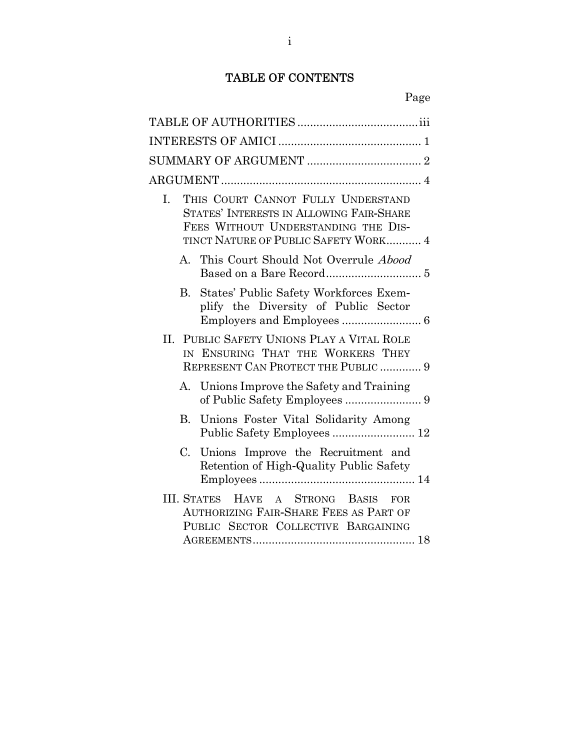# TABLE OF CONTENTS

Page

TABLE OF AUTHORITIES ..................................... iii

INTERESTS OF AMICI ............................................ 1

SUMMARY OF ARGUMENT .................................... 2

ARGUMENT ............................................................... 4

I. THIS COURT CANNOT FULLY UNDERSTAND STATES' INTERESTS IN ALLOWING FAIR-SHARE FEES WITHOUT UNDERSTANDING THE DISTINCT NATURE OF PUBLIC SAFETY WORK........... 4

   A. This Court Should Not Overrule *Abood* Based on a Bare Record.............................. 5

   B. States' Public Safety Workforces Exemplify the Diversity of Public Sector Employers and Employees ......................... 6

II. PUBLIC SAFETY UNIONS PLAY A VITAL ROLE IN ENSURING THAT THE WORKERS THEY REPRESENT CAN PROTECT THE PUBLIC ............. 9

   A. Unions Improve the Safety and Training of Public Safety Employees ........................ 9

   B. Unions Foster Vital Solidarity Among Public Safety Employees .......................... 12

   C. Unions Improve the Recruitment and Retention of High-Quality Public Safety Employees ................................................. 14

III. STATES HAVE A STRONG BASIS FOR AUTHORIZING FAIR-SHARE FEES AS PART OF PUBLIC SECTOR COLLECTIVE BARGAINING AGREEMENTS................................................... 18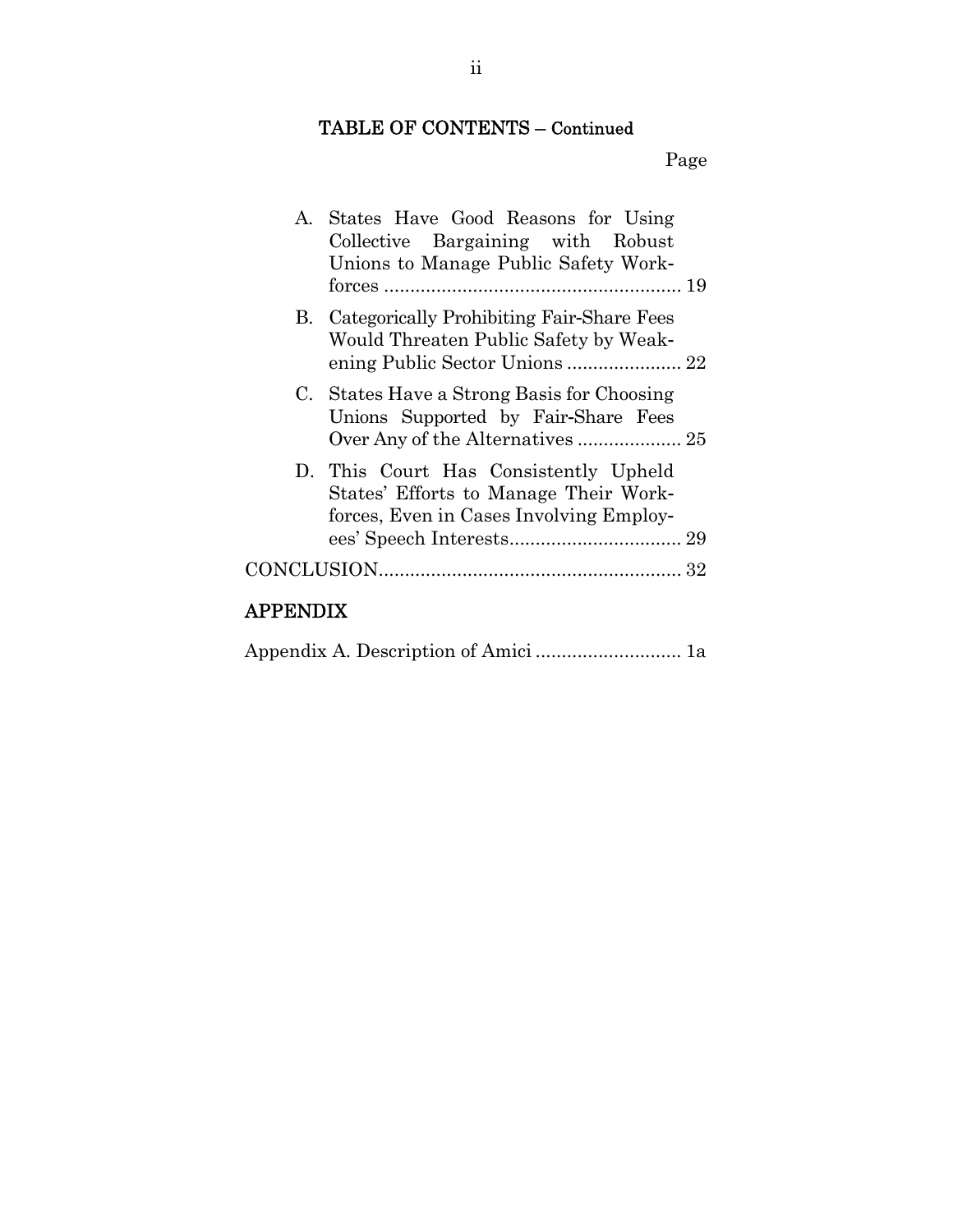## TABLE OF CONTENTS – Continued

Page

A. States Have Good Reasons for Using Collective Bargaining with Robust Unions to Manage Public Safety Workforces ......................................................... 19

B. Categorically Prohibiting Fair-Share Fees Would Threaten Public Safety by Weakening Public Sector Unions ...................... 22

C. States Have a Strong Basis for Choosing Unions Supported by Fair-Share Fees Over Any of the Alternatives .................... 25

D. This Court Has Consistently Upheld States' Efforts to Manage Their Workforces, Even in Cases Involving Employees' Speech Interests................................. 29

CONCLUSION.......................................................... 32

## APPENDIX

Appendix A. Description of Amici ............................ 1a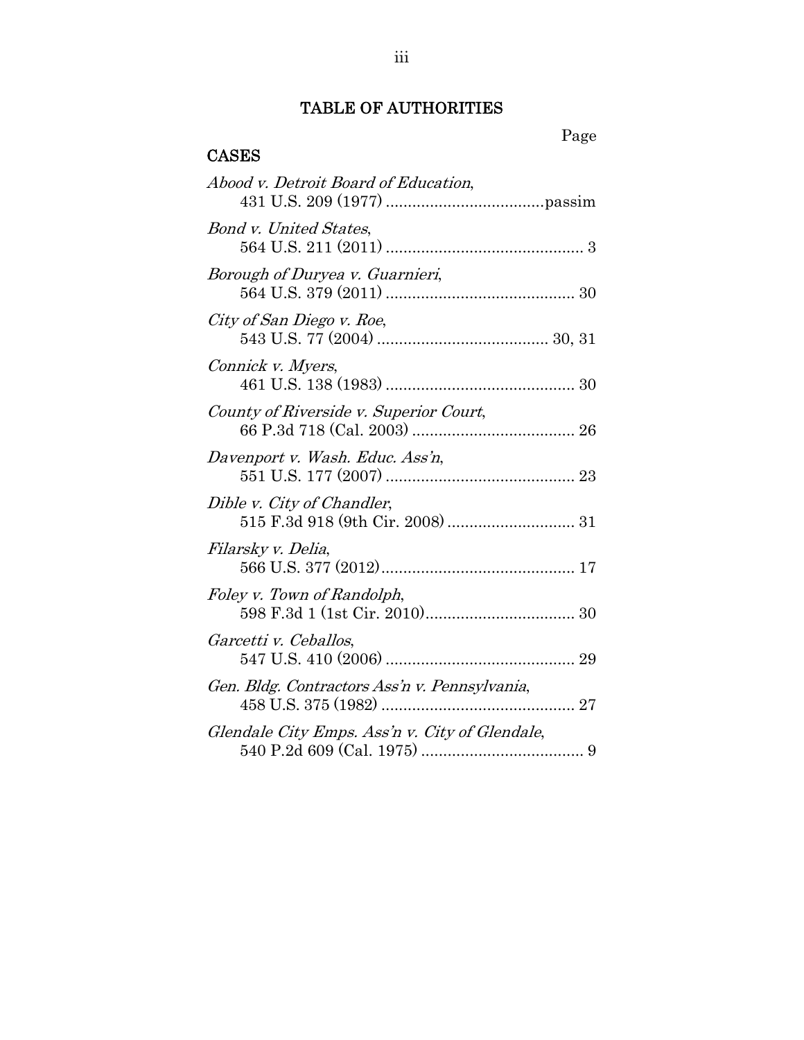# TABLE OF AUTHORITIES

Page

## CASES

*Abood v. Detroit Board of Education*,
431 U.S. 209 (1977) ....................................passim

*Bond v. United States*,
564 U.S. 211 (2011) ............................................ 3

*Borough of Duryea v. Guarnieri*,
564 U.S. 379 (2011) .......................................... 30

*City of San Diego v. Roe*,
543 U.S. 77 (2004) ...................................... 30, 31

*Connick v. Myers*,
461 U.S. 138 (1983) .......................................... 30

*County of Riverside v. Superior Court*,
66 P.3d 718 (Cal. 2003) .................................... 26

*Davenport v. Wash. Educ. Ass'n*,
551 U.S. 177 (2007) .......................................... 23

*Dible v. City of Chandler*,
515 F.3d 918 (9th Cir. 2008) ............................ 31

*Filarsky v. Delia*,
566 U.S. 377 (2012)........................................... 17

*Foley v. Town of Randolph*,
598 F.3d 1 (1st Cir. 2010).................................. 30

*Garcetti v. Ceballos*,
547 U.S. 410 (2006) .......................................... 29

*Gen. Bldg. Contractors Ass'n v. Pennsylvania*,
458 U.S. 375 (1982) .......................................... 27

*Glendale City Emps. Ass'n v. City of Glendale*,
540 P.2d 609 (Cal. 1975) .................................... 9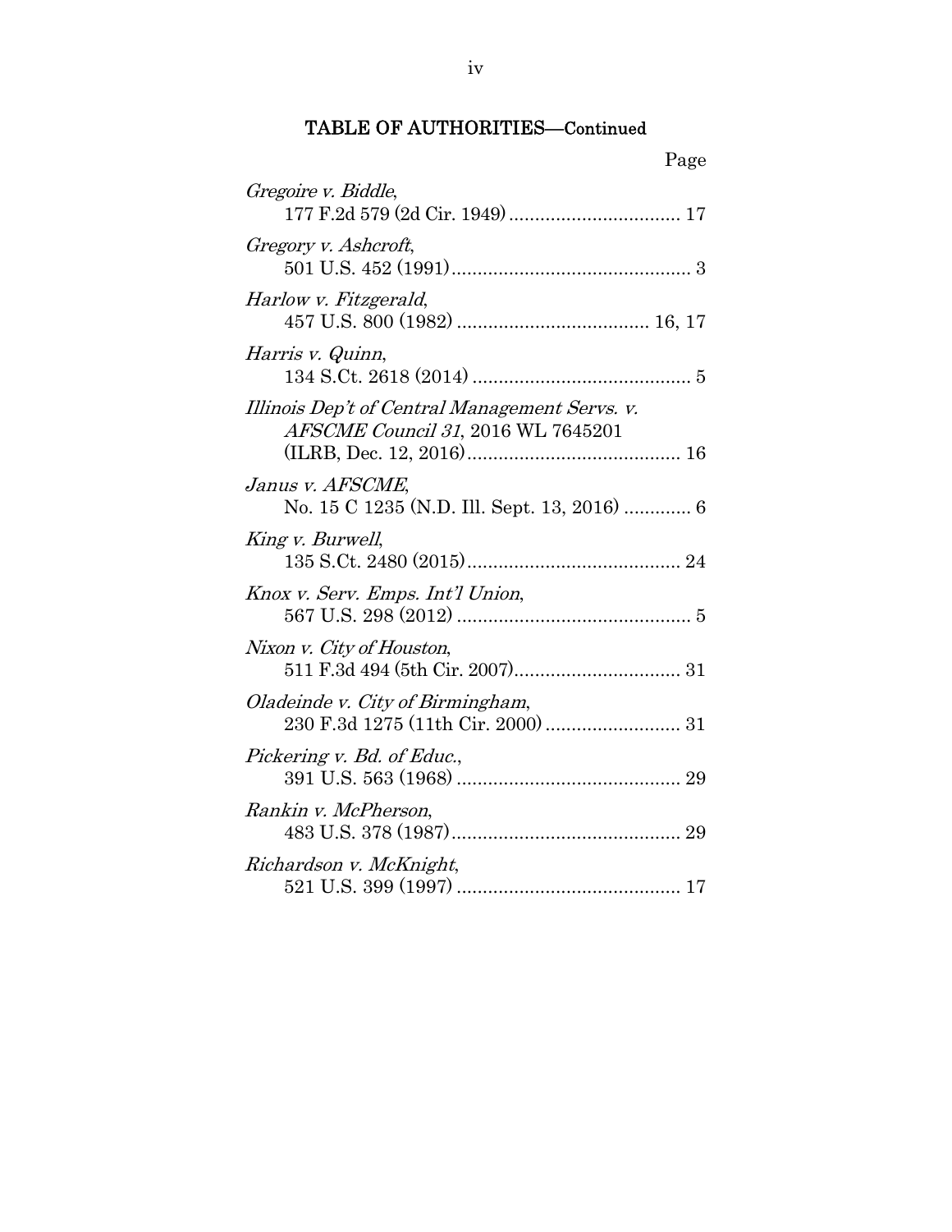## TABLE OF AUTHORITIES—Continued

Page

*Gregoire v. Biddle*,
177 F.2d 579 (2d Cir. 1949) ................................. 17

*Gregory v. Ashcroft*,
501 U.S. 452 (1991) ............................................. 3

*Harlow v. Fitzgerald*,
457 U.S. 800 (1982) .................................... 16, 17

*Harris v. Quinn*,
134 S.Ct. 2618 (2014) ......................................... 5

*Illinois Dep't of Central Management Servs. v. AFSCME Council 31*, 2016 WL 7645201
(ILRB, Dec. 12, 2016) ........................................ 16

*Janus v. AFSCME*,
No. 15 C 1235 (N.D. Ill. Sept. 13, 2016) ............. 6

*King v. Burwell*,
135 S.Ct. 2480 (2015) ......................................... 24

*Knox v. Serv. Emps. Int'l Union*,
567 U.S. 298 (2012) ............................................. 5

*Nixon v. City of Houston*,
511 F.3d 494 (5th Cir. 2007) ................................ 31

*Oladeinde v. City of Birmingham*,
230 F.3d 1275 (11th Cir. 2000) .......................... 31

*Pickering v. Bd. of Educ.*,
391 U.S. 563 (1968) ........................................... 29

*Rankin v. McPherson*,
483 U.S. 378 (1987) ............................................ 29

*Richardson v. McKnight*,
521 U.S. 399 (1997) ........................................... 17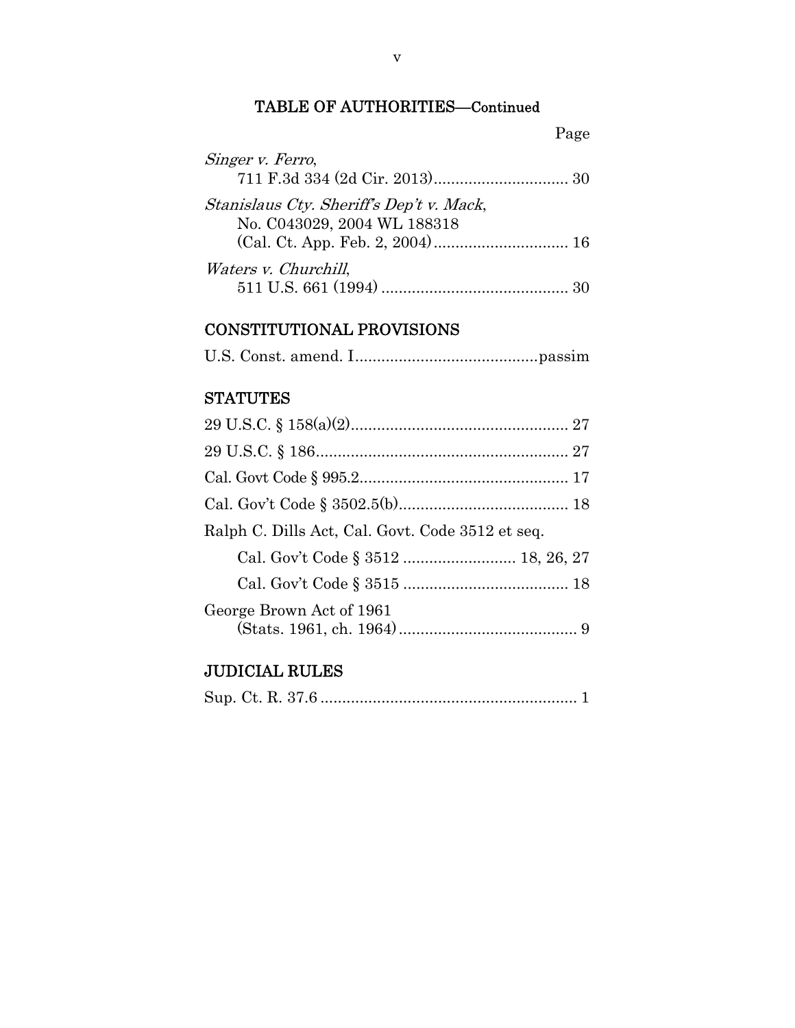## TABLE OF AUTHORITIES—Continued

Page

*Singer v. Ferro*,
711 F.3d 334 (2d Cir. 2013)............................... 30

*Stanislaus Cty. Sheriff's Dep't v. Mack*,
No. C043029, 2004 WL 188318
(Cal. Ct. App. Feb. 2, 2004)............................... 16

*Waters v. Churchill*,
511 U.S. 661 (1994) ........................................... 30

## CONSTITUTIONAL PROVISIONS

U.S. Const. amend. I..........................................passim

## STATUTES

29 U.S.C. § 158(a)(2).................................................. 27

29 U.S.C. § 186.......................................................... 27

Cal. Govt Code § 995.2................................................ 17

Cal. Gov't Code § 3502.5(b)....................................... 18

Ralph C. Dills Act, Cal. Govt. Code 3512 et seq.

Cal. Gov't Code § 3512 .......................... 18, 26, 27

Cal. Gov't Code § 3515 ...................................... 18

George Brown Act of 1961
(Stats. 1961, ch. 1964)......................................... 9

## JUDICIAL RULES

Sup. Ct. R. 37.6 ........................................................... 1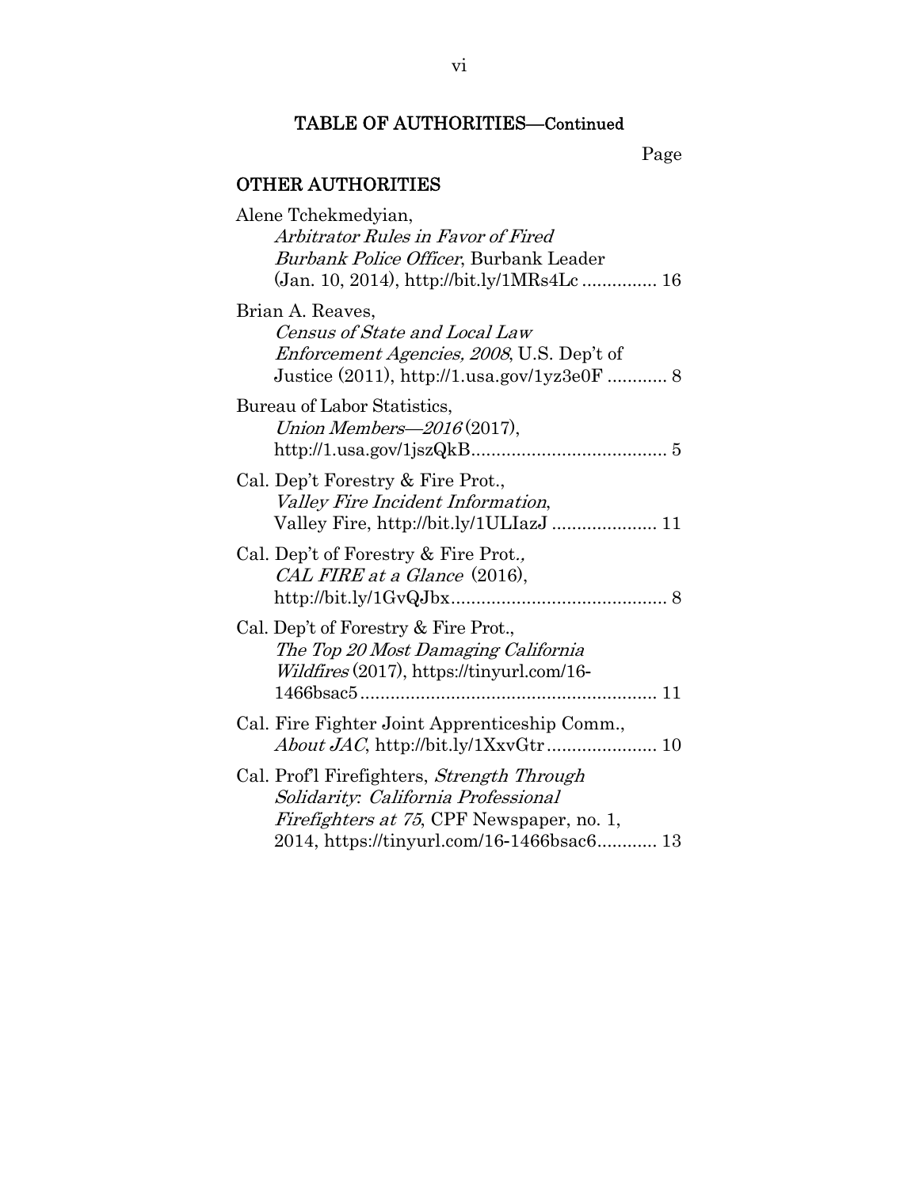## TABLE OF AUTHORITIES—Continued

Page

### OTHER AUTHORITIES

Alene Tchekmedyian, *Arbitrator Rules in Favor of Fired Burbank Police Officer*, Burbank Leader (Jan. 10, 2014), http://bit.ly/1MRs4Lc ............... 16

Brian A. Reaves, *Census of State and Local Law Enforcement Agencies, 2008*, U.S. Dep't of Justice (2011), http://1.usa.gov/1yz3e0F ............ 8

Bureau of Labor Statistics, *Union Members—2016* (2017), http://1.usa.gov/1jszQkB....................................... 5

Cal. Dep't Forestry & Fire Prot., *Valley Fire Incident Information*, Valley Fire, http://bit.ly/1ULIazJ ..................... 11

Cal. Dep't of Forestry & Fire Prot., *CAL FIRE at a Glance* (2016), http://bit.ly/1GvQJbx........................................... 8

Cal. Dep't of Forestry & Fire Prot., *The Top 20 Most Damaging California Wildfires* (2017), https://tinyurl.com/16-1466bsac5........................................................... 11

Cal. Fire Fighter Joint Apprenticeship Comm., *About JAC*, http://bit.ly/1XxvGtr...................... 10

Cal. Prof'l Firefighters, *Strength Through Solidarity: California Professional Firefighters at 75*, CPF Newspaper, no. 1, 2014, https://tinyurl.com/16-1466bsac6............ 13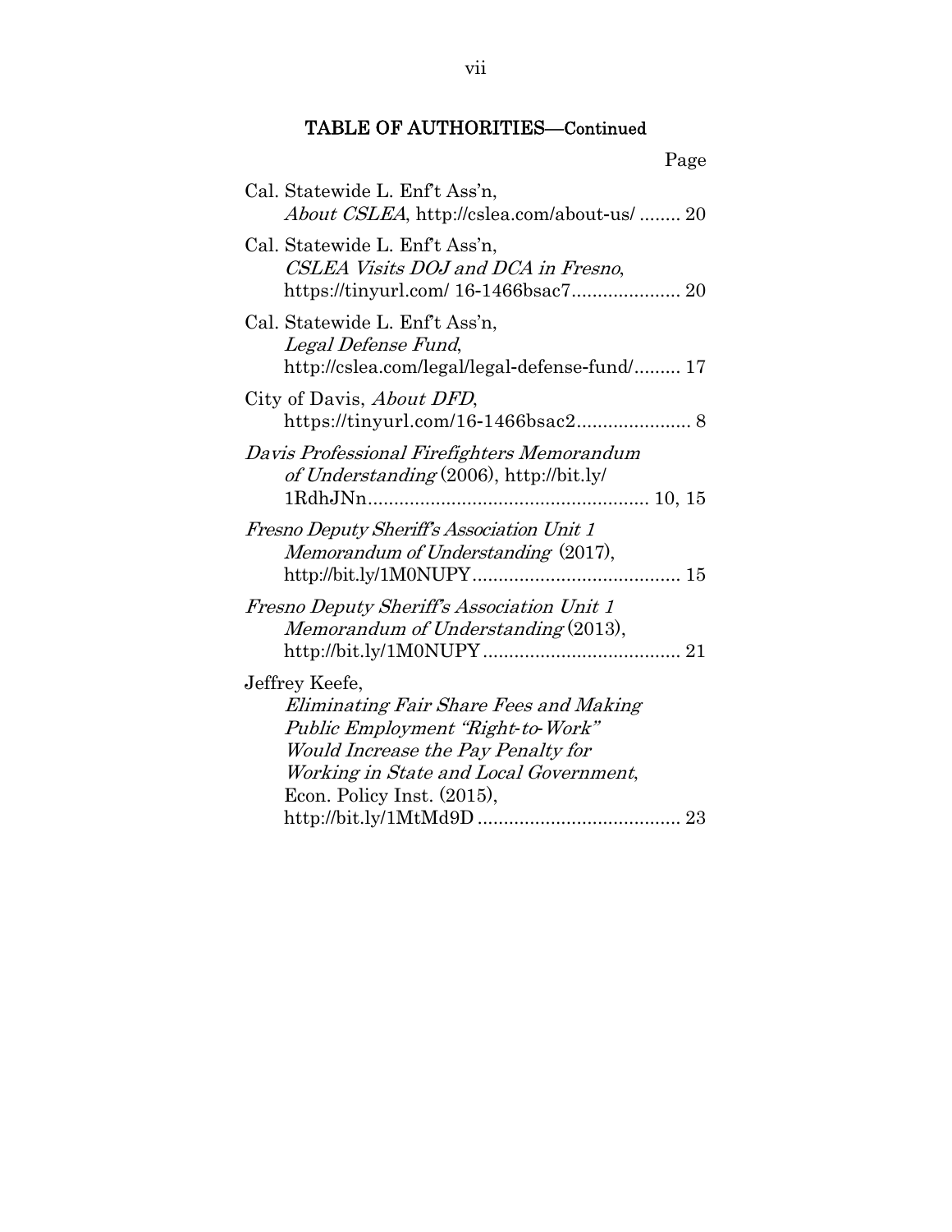## TABLE OF AUTHORITIES—Continued

Page

Cal. Statewide L. Enf't Ass'n, *About CSLEA*, http://cslea.com/about-us/ ........ 20

Cal. Statewide L. Enf't Ass'n, *CSLEA Visits DOJ and DCA in Fresno*, https://tinyurl.com/ 16-1466bsac7..................... 20

Cal. Statewide L. Enf't Ass'n, *Legal Defense Fund*, http://cslea.com/legal/legal-defense-fund/......... 17

City of Davis, *About DFD*, https://tinyurl.com/16-1466bsac2...................... 8

*Davis Professional Firefighters Memorandum of Understanding* (2006), http://bit.ly/ 1RdhJNn...................................................... 10, 15

*Fresno Deputy Sheriff's Association Unit 1 Memorandum of Understanding* (2017), http://bit.ly/1M0NUPY........................................ 15

*Fresno Deputy Sheriff's Association Unit 1 Memorandum of Understanding* (2013), http://bit.ly/1M0NUPY...................................... 21

Jeffrey Keefe, *Eliminating Fair Share Fees and Making Public Employment "Right-to-Work" Would Increase the Pay Penalty for Working in State and Local Government*, Econ. Policy Inst. (2015), http://bit.ly/1MtMd9D ....................................... 23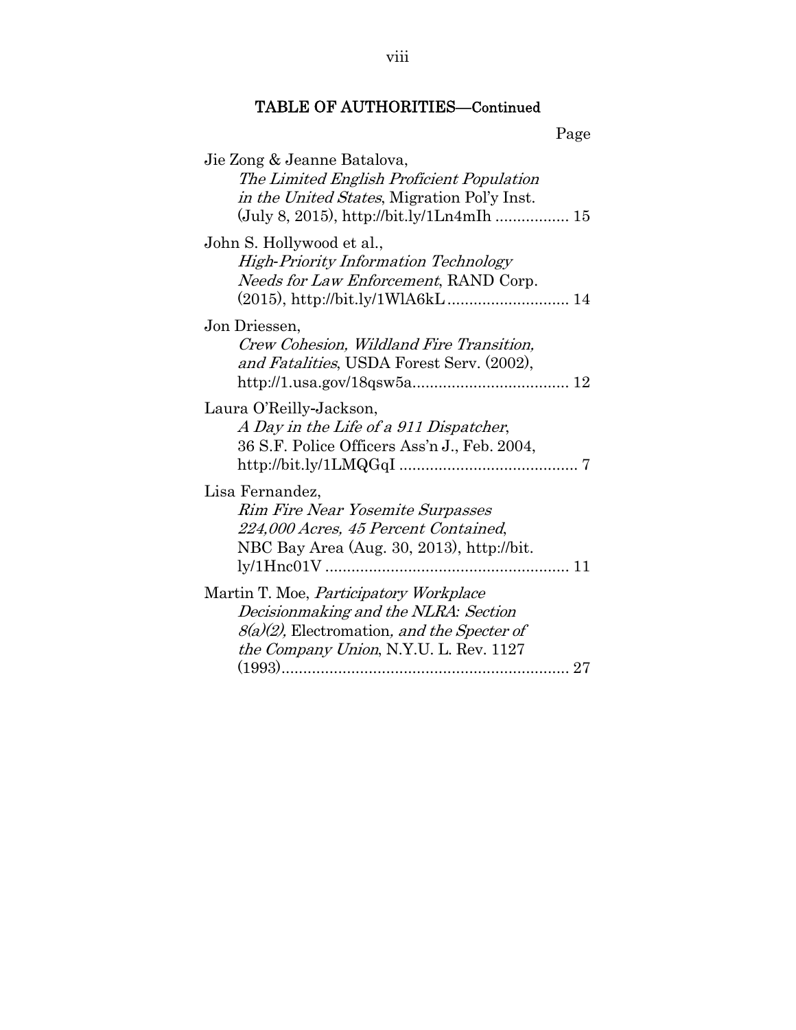## TABLE OF AUTHORITIES—Continued

Page

Jie Zong & Jeanne Batalova, *The Limited English Proficient Population in the United States*, Migration Pol'y Inst. (July 8, 2015), http://bit.ly/1Ln4mIh ................. 15

John S. Hollywood et al., *High-Priority Information Technology Needs for Law Enforcement*, RAND Corp. (2015), http://bit.ly/1WlA6kL ............................ 14

Jon Driessen, *Crew Cohesion, Wildland Fire Transition, and Fatalities*, USDA Forest Serv. (2002), http://1.usa.gov/18qsw5a.................................... 12

Laura O'Reilly-Jackson, *A Day in the Life of a 911 Dispatcher*, 36 S.F. Police Officers Ass'n J., Feb. 2004, http://bit.ly/1LMQGqI ......................................... 7

Lisa Fernandez, *Rim Fire Near Yosemite Surpasses 224,000 Acres, 45 Percent Contained*, NBC Bay Area (Aug. 30, 2013), http://bit.ly/1Hnc01V ........................................................ 11

Martin T. Moe, *Participatory Workplace Decisionmaking and the NLRA: Section 8(a)(2),* Electromation*, and the Specter of the Company Union*, N.Y.U. L. Rev. 1127 (1993).................................................................. 27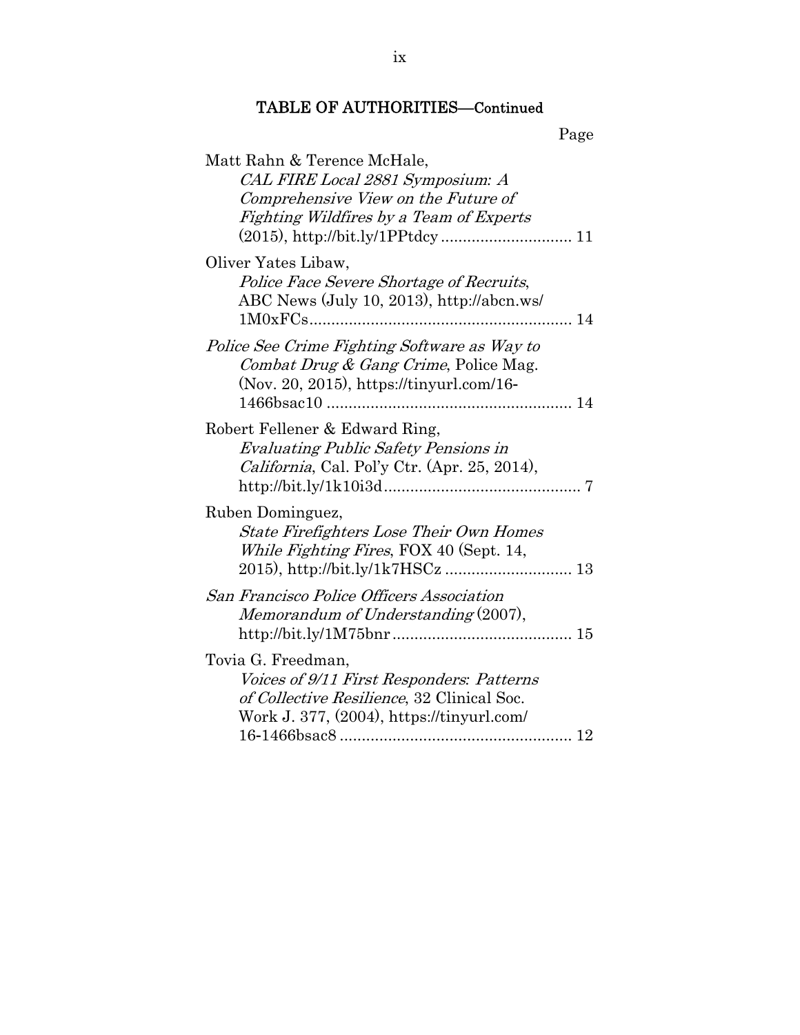## TABLE OF AUTHORITIES—Continued

Page

Matt Rahn & Terence McHale, *CAL FIRE Local 2881 Symposium: A Comprehensive View on the Future of Fighting Wildfires by a Team of Experts* (2015), http://bit.ly/1PPtdcy .............................. 11

Oliver Yates Libaw, *Police Face Severe Shortage of Recruits*, ABC News (July 10, 2013), http://abcn.ws/1M0xFCs............................................................ 14

*Police See Crime Fighting Software as Way to Combat Drug & Gang Crime*, Police Mag. (Nov. 20, 2015), https://tinyurl.com/16-1466bsac10 ........................................................ 14

Robert Fellener & Edward Ring, *Evaluating Public Safety Pensions in California*, Cal. Pol'y Ctr. (Apr. 25, 2014), http://bit.ly/1k10i3d............................................. 7

Ruben Dominguez, *State Firefighters Lose Their Own Homes While Fighting Fires*, FOX 40 (Sept. 14, 2015), http://bit.ly/1k7HSCz ............................. 13

*San Francisco Police Officers Association Memorandum of Understanding* (2007), http://bit.ly/1M75bnr ......................................... 15

Tovia G. Freedman, *Voices of 9/11 First Responders: Patterns of Collective Resilience*, 32 Clinical Soc. Work J. 377, (2004), https://tinyurl.com/16-1466bsac8 ..................................................... 12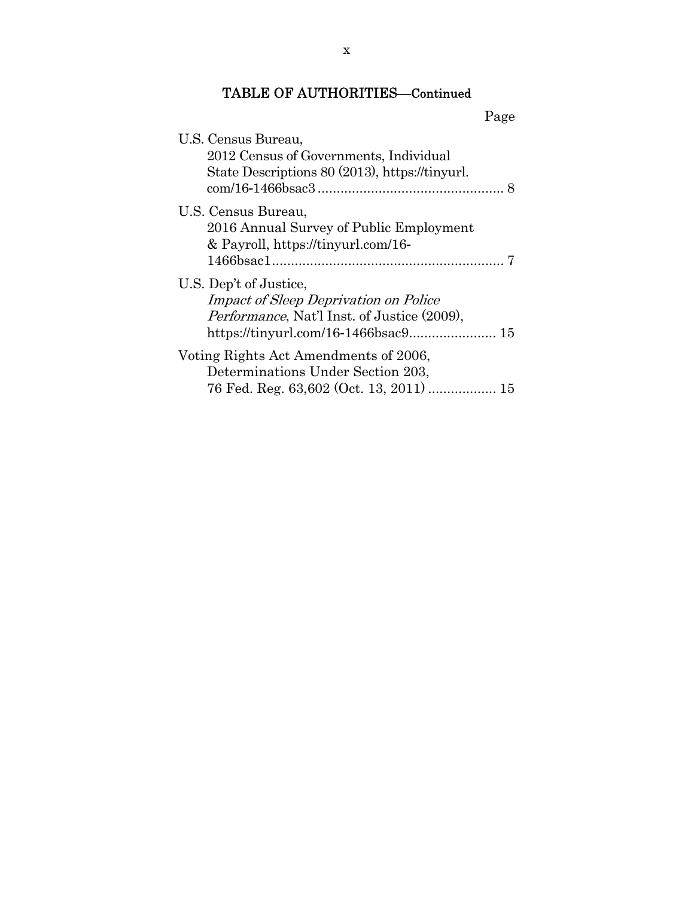## TABLE OF AUTHORITIES—Continued

Page

U.S. Census Bureau,
2012 Census of Governments, Individual State Descriptions 80 (2013), https://tinyurl.com/16-1466bsac3 .................................................. 8

U.S. Census Bureau,
2016 Annual Survey of Public Employment & Payroll, https://tinyurl.com/16-1466bsac1 .............................................................. 7

U.S. Dep't of Justice,
*Impact of Sleep Deprivation on Police Performance*, Nat'l Inst. of Justice (2009), https://tinyurl.com/16-1466bsac9....................... 15

Voting Rights Act Amendments of 2006, Determinations Under Section 203, 76 Fed. Reg. 63,602 (Oct. 13, 2011) .................. 15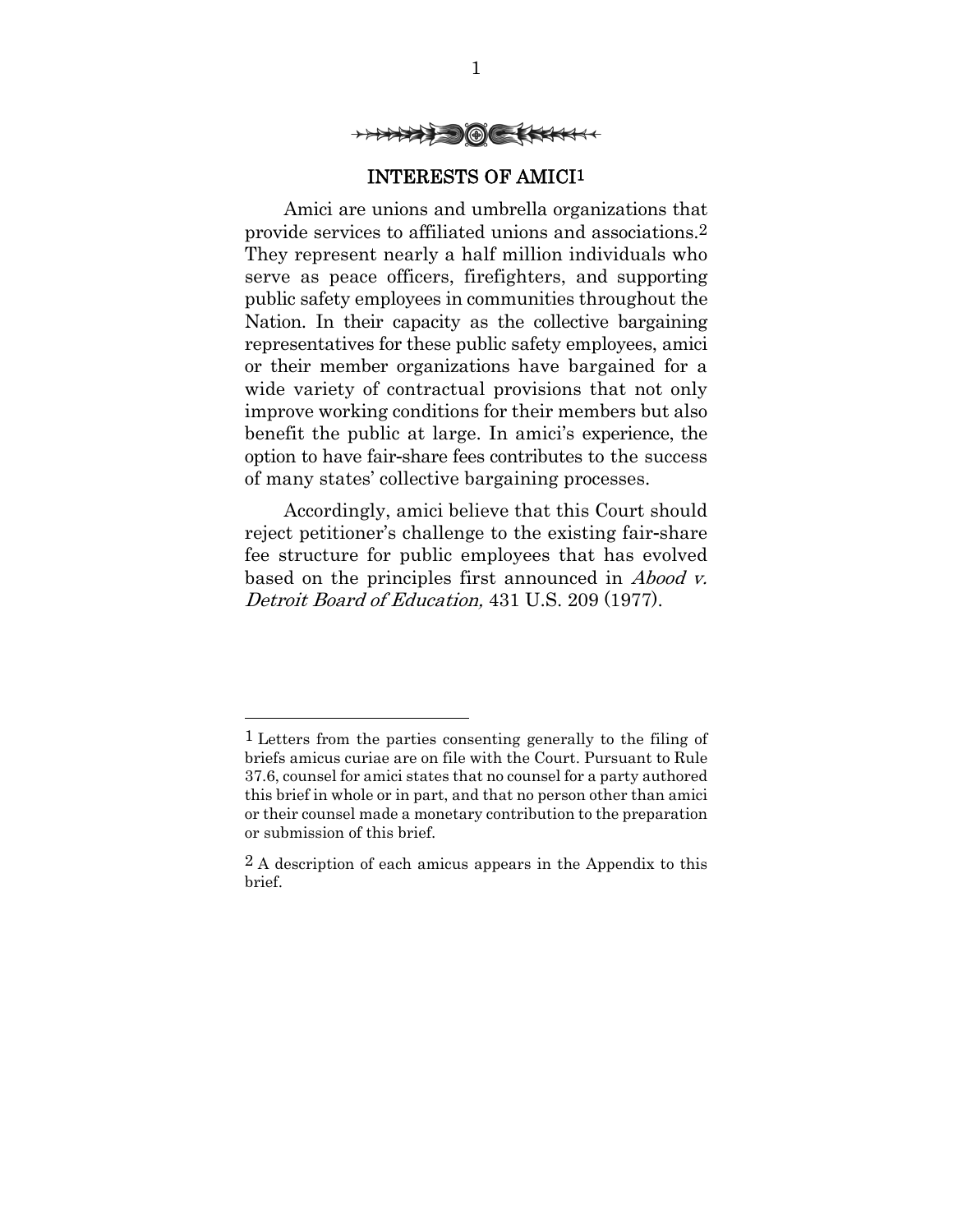## INTERESTS OF AMICI[1]

Amici are unions and umbrella organizations that provide services to affiliated unions and associations.[2] They represent nearly a half million individuals who serve as peace officers, firefighters, and supporting public safety employees in communities throughout the Nation. In their capacity as the collective bargaining representatives for these public safety employees, amici or their member organizations have bargained for a wide variety of contractual provisions that not only improve working conditions for their members but also benefit the public at large. In amici's experience, the option to have fair-share fees contributes to the success of many states' collective bargaining processes.

Accordingly, amici believe that this Court should reject petitioner's challenge to the existing fair-share fee structure for public employees that has evolved based on the principles first announced in *Abood v. Detroit Board of Education,* 431 U.S. 209 (1977).

---

[1] Letters from the parties consenting generally to the filing of briefs amicus curiae are on file with the Court. Pursuant to Rule 37.6, counsel for amici states that no counsel for a party authored this brief in whole or in part, and that no person other than amici or their counsel made a monetary contribution to the preparation or submission of this brief.

[2] A description of each amicus appears in the Appendix to this brief.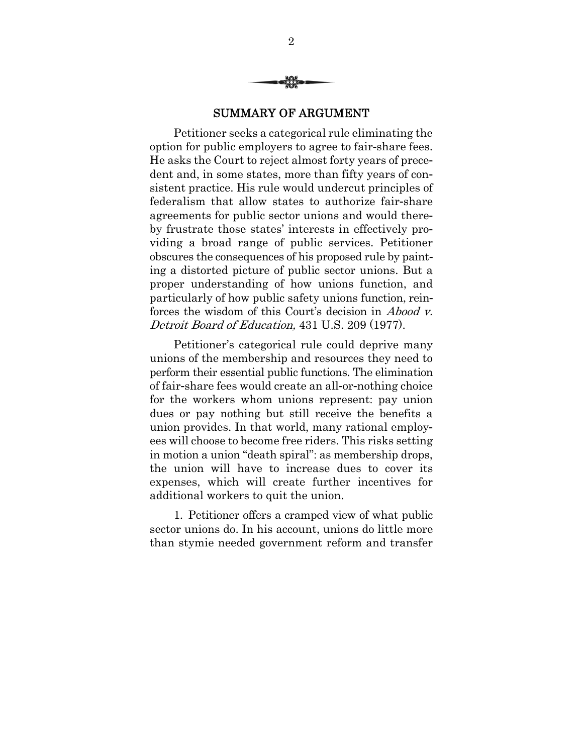## SUMMARY OF ARGUMENT

Petitioner seeks a categorical rule eliminating the option for public employers to agree to fair-share fees. He asks the Court to reject almost forty years of precedent and, in some states, more than fifty years of consistent practice. His rule would undercut principles of federalism that allow states to authorize fair-share agreements for public sector unions and would thereby frustrate those states' interests in effectively providing a broad range of public services. Petitioner obscures the consequences of his proposed rule by painting a distorted picture of public sector unions. But a proper understanding of how unions function, and particularly of how public safety unions function, reinforces the wisdom of this Court's decision in *Abood v. Detroit Board of Education,* 431 U.S. 209 (1977).

Petitioner's categorical rule could deprive many unions of the membership and resources they need to perform their essential public functions. The elimination of fair-share fees would create an all-or-nothing choice for the workers whom unions represent: pay union dues or pay nothing but still receive the benefits a union provides. In that world, many rational employees will choose to become free riders. This risks setting in motion a union "death spiral": as membership drops, the union will have to increase dues to cover its expenses, which will create further incentives for additional workers to quit the union.

1. Petitioner offers a cramped view of what public sector unions do. In his account, unions do little more than stymie needed government reform and transfer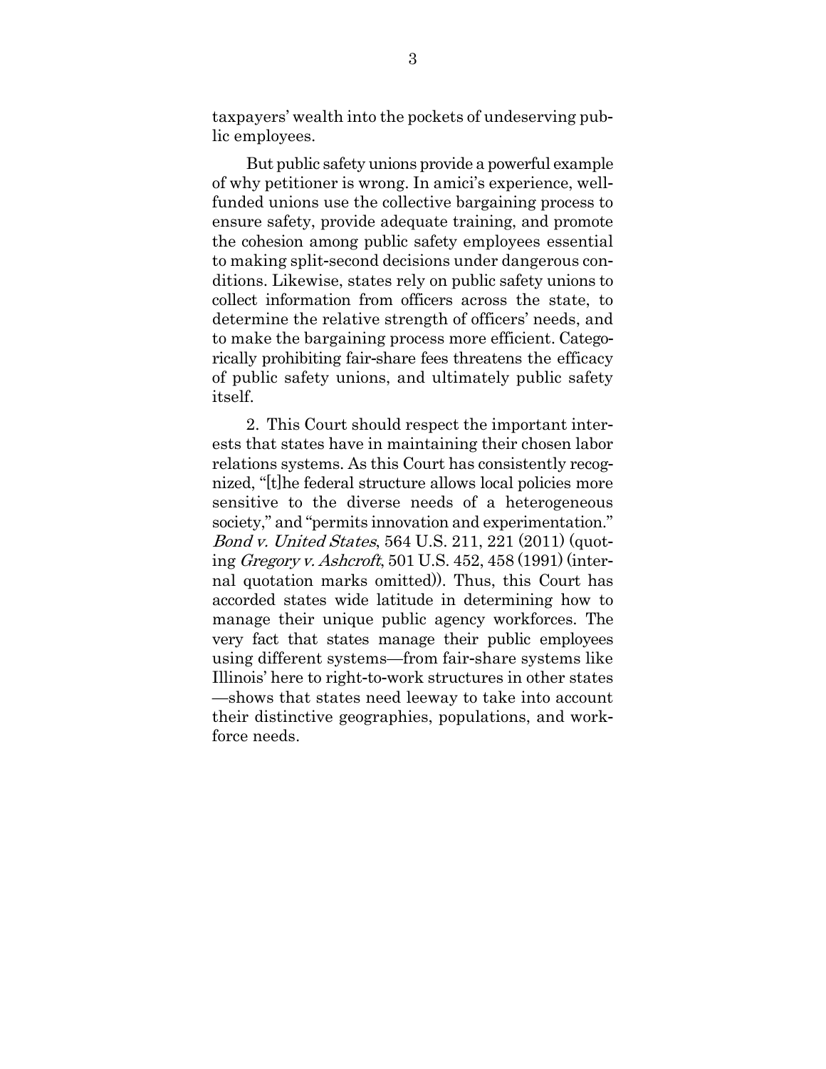taxpayers' wealth into the pockets of undeserving public employees.

But public safety unions provide a powerful example of why petitioner is wrong. In amici's experience, well-funded unions use the collective bargaining process to ensure safety, provide adequate training, and promote the cohesion among public safety employees essential to making split-second decisions under dangerous conditions. Likewise, states rely on public safety unions to collect information from officers across the state, to determine the relative strength of officers' needs, and to make the bargaining process more efficient. Categorically prohibiting fair-share fees threatens the efficacy of public safety unions, and ultimately public safety itself.

2. This Court should respect the important interests that states have in maintaining their chosen labor relations systems. As this Court has consistently recognized, "[t]he federal structure allows local policies more sensitive to the diverse needs of a heterogeneous society," and "permits innovation and experimentation." *Bond v. United States*, 564 U.S. 211, 221 (2011) (quoting *Gregory v. Ashcroft*, 501 U.S. 452, 458 (1991) (internal quotation marks omitted)). Thus, this Court has accorded states wide latitude in determining how to manage their unique public agency workforces. The very fact that states manage their public employees using different systems—from fair-share systems like Illinois' here to right-to-work structures in other states—shows that states need leeway to take into account their distinctive geographies, populations, and workforce needs.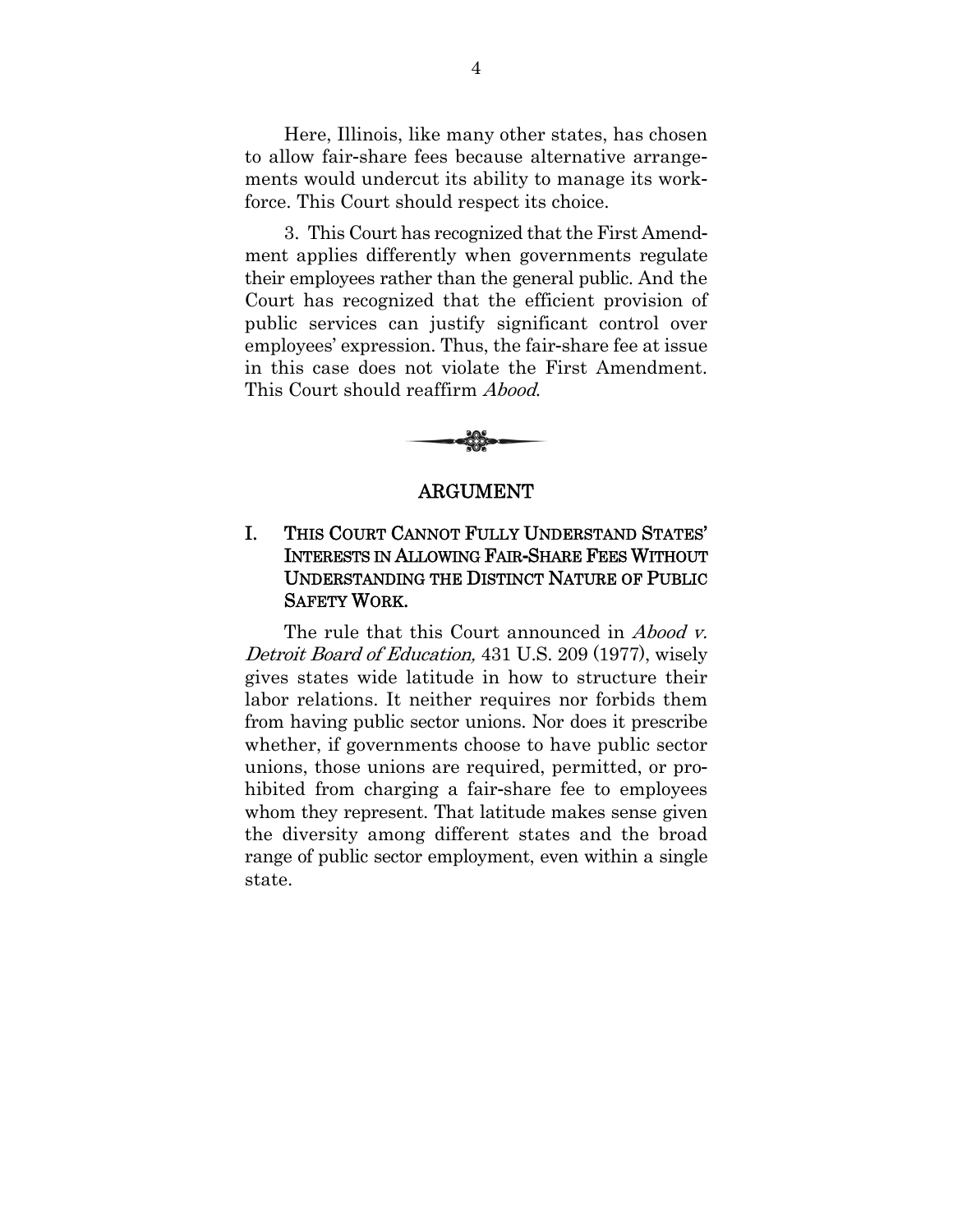Here, Illinois, like many other states, has chosen to allow fair-share fees because alternative arrangements would undercut its ability to manage its workforce. This Court should respect its choice.

3. This Court has recognized that the First Amendment applies differently when governments regulate their employees rather than the general public. And the Court has recognized that the efficient provision of public services can justify significant control over employees' expression. Thus, the fair-share fee at issue in this case does not violate the First Amendment. This Court should reaffirm *Abood*.

## ARGUMENT

### I. THIS COURT CANNOT FULLY UNDERSTAND STATES' INTERESTS IN ALLOWING FAIR-SHARE FEES WITHOUT UNDERSTANDING THE DISTINCT NATURE OF PUBLIC SAFETY WORK.

The rule that this Court announced in *Abood v. Detroit Board of Education,* 431 U.S. 209 (1977), wisely gives states wide latitude in how to structure their labor relations. It neither requires nor forbids them from having public sector unions. Nor does it prescribe whether, if governments choose to have public sector unions, those unions are required, permitted, or prohibited from charging a fair-share fee to employees whom they represent. That latitude makes sense given the diversity among different states and the broad range of public sector employment, even within a single state.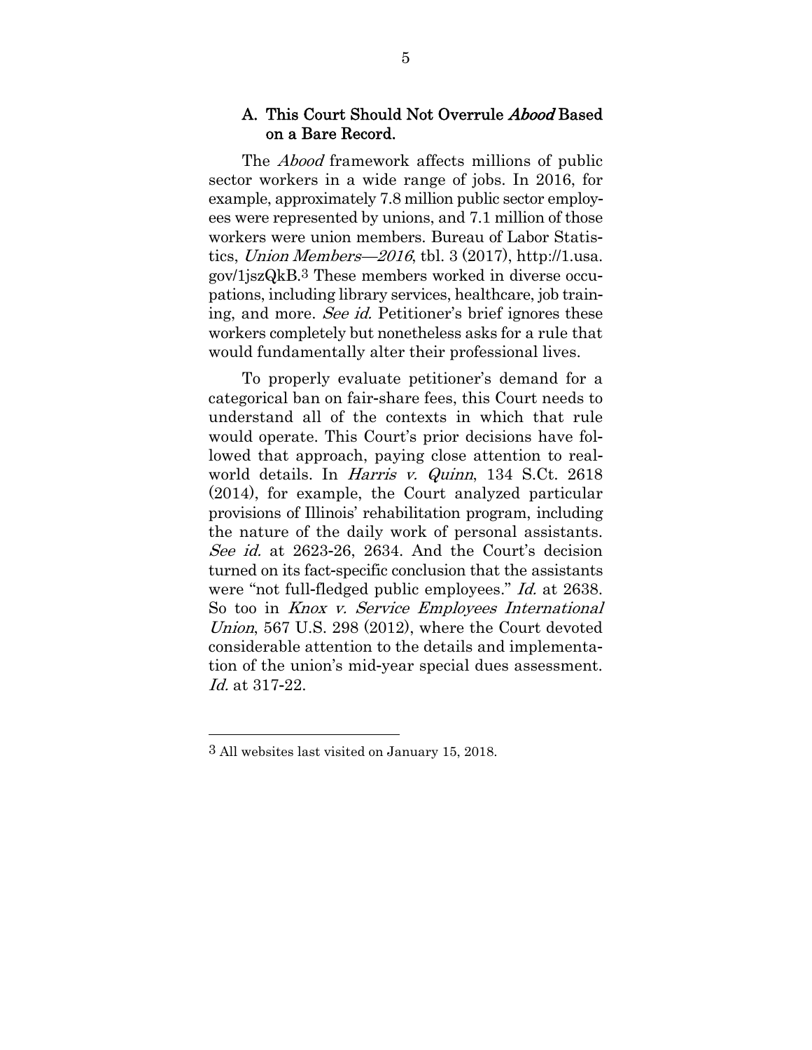### A. This Court Should Not Overrule *Abood* Based on a Bare Record.

The *Abood* framework affects millions of public sector workers in a wide range of jobs. In 2016, for example, approximately 7.8 million public sector employees were represented by unions, and 7.1 million of those workers were union members. Bureau of Labor Statistics, *Union Members—2016*, tbl. 3 (2017), http://1.usa.gov/1jszQkB.[3] These members worked in diverse occupations, including library services, healthcare, job training, and more. *See id.* Petitioner's brief ignores these workers completely but nonetheless asks for a rule that would fundamentally alter their professional lives.

To properly evaluate petitioner's demand for a categorical ban on fair-share fees, this Court needs to understand all of the contexts in which that rule would operate. This Court's prior decisions have followed that approach, paying close attention to real-world details. In *Harris v. Quinn*, 134 S.Ct. 2618 (2014), for example, the Court analyzed particular provisions of Illinois' rehabilitation program, including the nature of the daily work of personal assistants. *See id.* at 2623-26, 2634. And the Court's decision turned on its fact-specific conclusion that the assistants were "not full-fledged public employees." *Id.* at 2638. So too in *Knox v. Service Employees International Union*, 567 U.S. 298 (2012), where the Court devoted considerable attention to the details and implementation of the union's mid-year special dues assessment. *Id.* at 317-22.

---

[3] All websites last visited on January 15, 2018.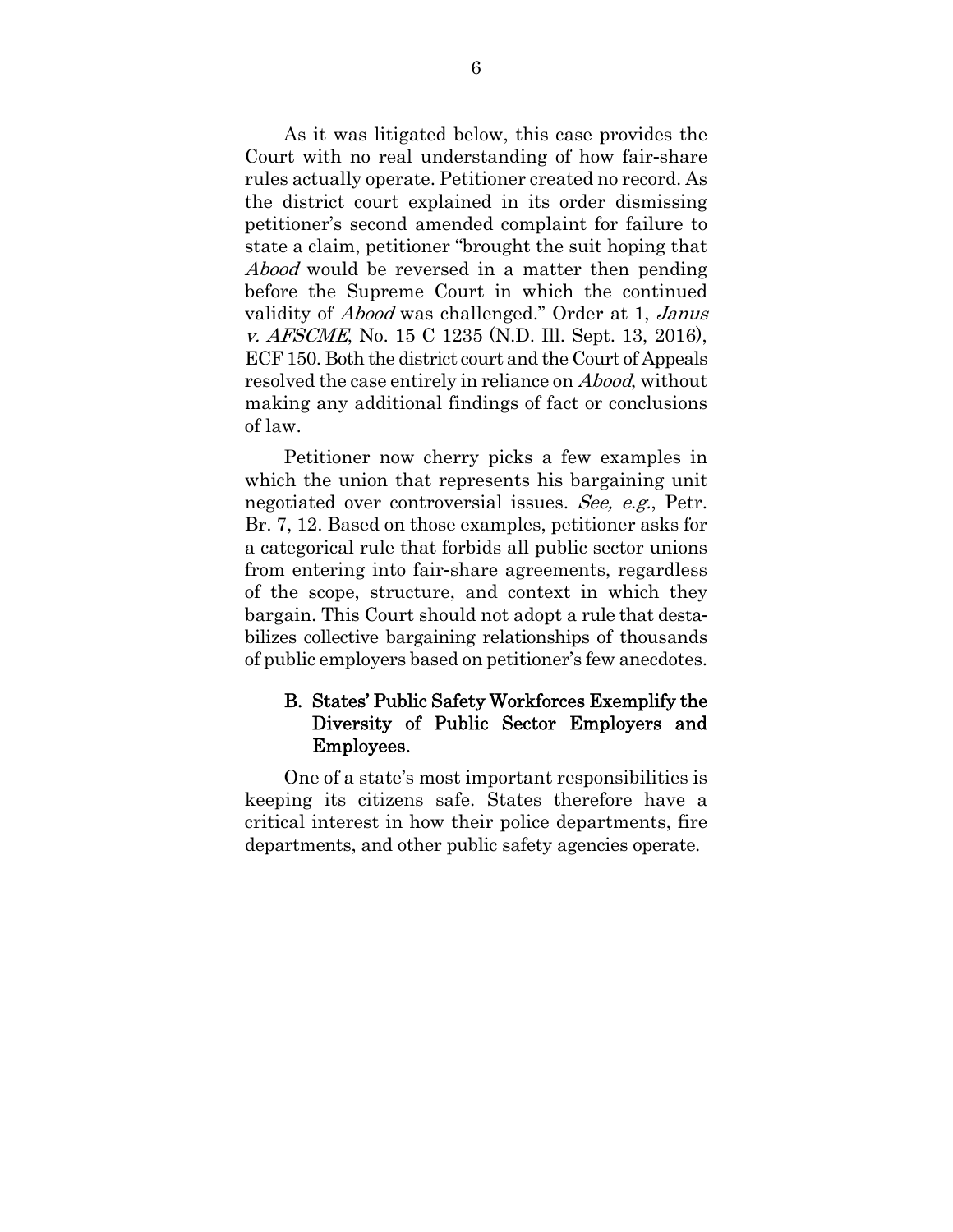As it was litigated below, this case provides the Court with no real understanding of how fair-share rules actually operate. Petitioner created no record. As the district court explained in its order dismissing petitioner's second amended complaint for failure to state a claim, petitioner "brought the suit hoping that *Abood* would be reversed in a matter then pending before the Supreme Court in which the continued validity of *Abood* was challenged." Order at 1, *Janus v. AFSCME*, No. 15 C 1235 (N.D. Ill. Sept. 13, 2016), ECF 150. Both the district court and the Court of Appeals resolved the case entirely in reliance on *Abood*, without making any additional findings of fact or conclusions of law.

Petitioner now cherry picks a few examples in which the union that represents his bargaining unit negotiated over controversial issues. *See, e.g.*, Petr. Br. 7, 12. Based on those examples, petitioner asks for a categorical rule that forbids all public sector unions from entering into fair-share agreements, regardless of the scope, structure, and context in which they bargain. This Court should not adopt a rule that destabilizes collective bargaining relationships of thousands of public employers based on petitioner's few anecdotes.

### B. States' Public Safety Workforces Exemplify the Diversity of Public Sector Employers and Employees.

One of a state's most important responsibilities is keeping its citizens safe. States therefore have a critical interest in how their police departments, fire departments, and other public safety agencies operate.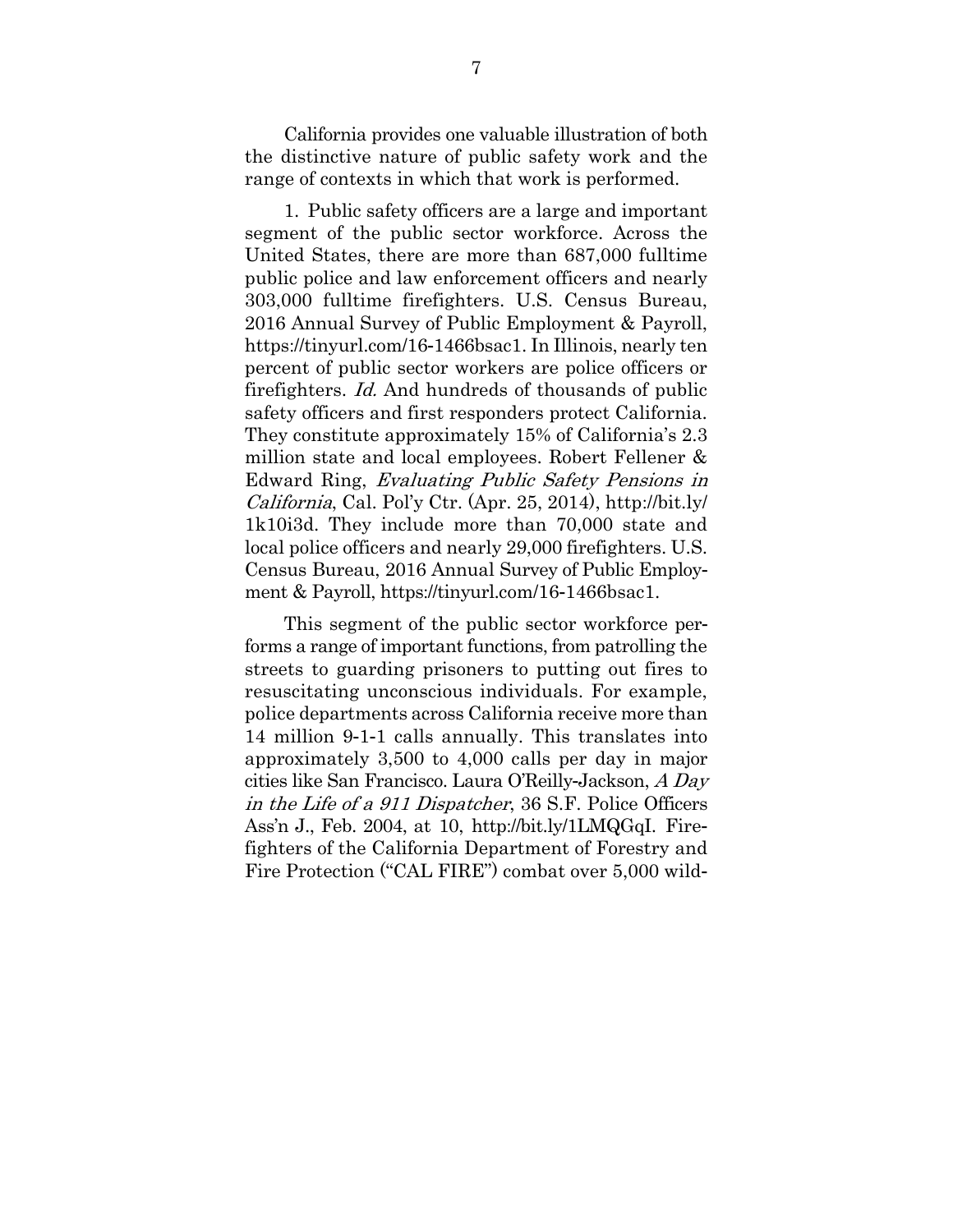California provides one valuable illustration of both the distinctive nature of public safety work and the range of contexts in which that work is performed.

1. Public safety officers are a large and important segment of the public sector workforce. Across the United States, there are more than 687,000 fulltime public police and law enforcement officers and nearly 303,000 fulltime firefighters. U.S. Census Bureau, 2016 Annual Survey of Public Employment & Payroll, https://tinyurl.com/16-1466bsac1. In Illinois, nearly ten percent of public sector workers are police officers or firefighters. *Id.* And hundreds of thousands of public safety officers and first responders protect California. They constitute approximately 15% of California's 2.3 million state and local employees. Robert Fellener & Edward Ring, *Evaluating Public Safety Pensions in California*, Cal. Pol'y Ctr. (Apr. 25, 2014), http://bit.ly/1k10i3d. They include more than 70,000 state and local police officers and nearly 29,000 firefighters. U.S. Census Bureau, 2016 Annual Survey of Public Employment & Payroll, https://tinyurl.com/16-1466bsac1.

This segment of the public sector workforce performs a range of important functions, from patrolling the streets to guarding prisoners to putting out fires to resuscitating unconscious individuals. For example, police departments across California receive more than 14 million 9-1-1 calls annually. This translates into approximately 3,500 to 4,000 calls per day in major cities like San Francisco. Laura O'Reilly-Jackson, *A Day in the Life of a 911 Dispatcher*, 36 S.F. Police Officers Ass'n J., Feb. 2004, at 10, http://bit.ly/1LMQGqI. Firefighters of the California Department of Forestry and Fire Protection ("CAL FIRE") combat over 5,000 wild-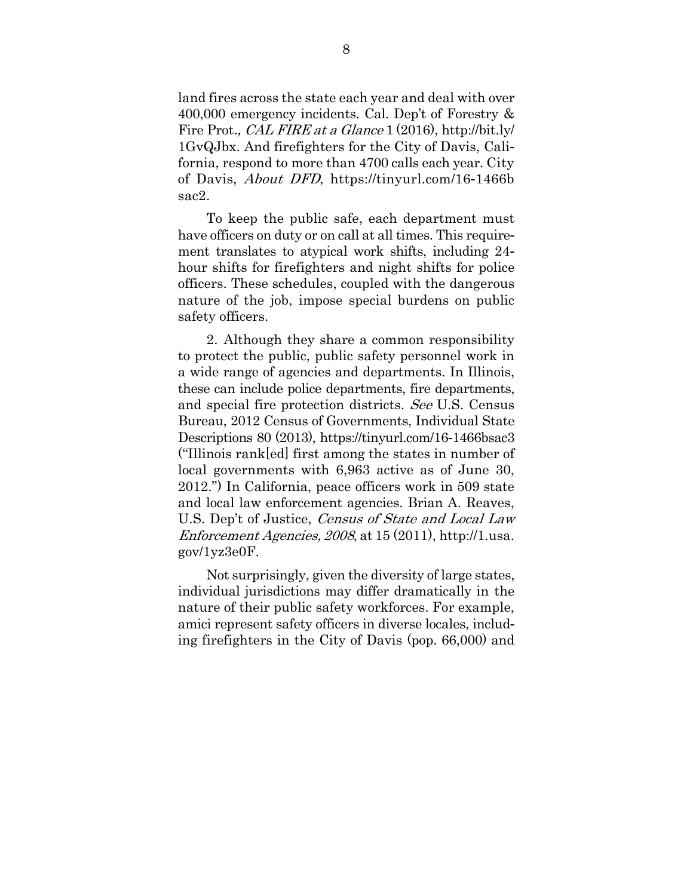land fires across the state each year and deal with over 400,000 emergency incidents. Cal. Dep't of Forestry & Fire Prot., *CAL FIRE at a Glance* 1 (2016), http://bit.ly/1GvQJbx. And firefighters for the City of Davis, California, respond to more than 4700 calls each year. City of Davis, *About DFD*, https://tinyurl.com/16-1466bsac2.

To keep the public safe, each department must have officers on duty or on call at all times. This requirement translates to atypical work shifts, including 24-hour shifts for firefighters and night shifts for police officers. These schedules, coupled with the dangerous nature of the job, impose special burdens on public safety officers.

2. Although they share a common responsibility to protect the public, public safety personnel work in a wide range of agencies and departments. In Illinois, these can include police departments, fire departments, and special fire protection districts. *See* U.S. Census Bureau, 2012 Census of Governments, Individual State Descriptions 80 (2013), https://tinyurl.com/16-1466bsac3 ("Illinois rank[ed] first among the states in number of local governments with 6,963 active as of June 30, 2012.") In California, peace officers work in 509 state and local law enforcement agencies. Brian A. Reaves, U.S. Dep't of Justice, *Census of State and Local Law Enforcement Agencies, 2008*, at 15 (2011), http://1.usa.gov/1yz3e0F.

Not surprisingly, given the diversity of large states, individual jurisdictions may differ dramatically in the nature of their public safety workforces. For example, amici represent safety officers in diverse locales, including firefighters in the City of Davis (pop. 66,000) and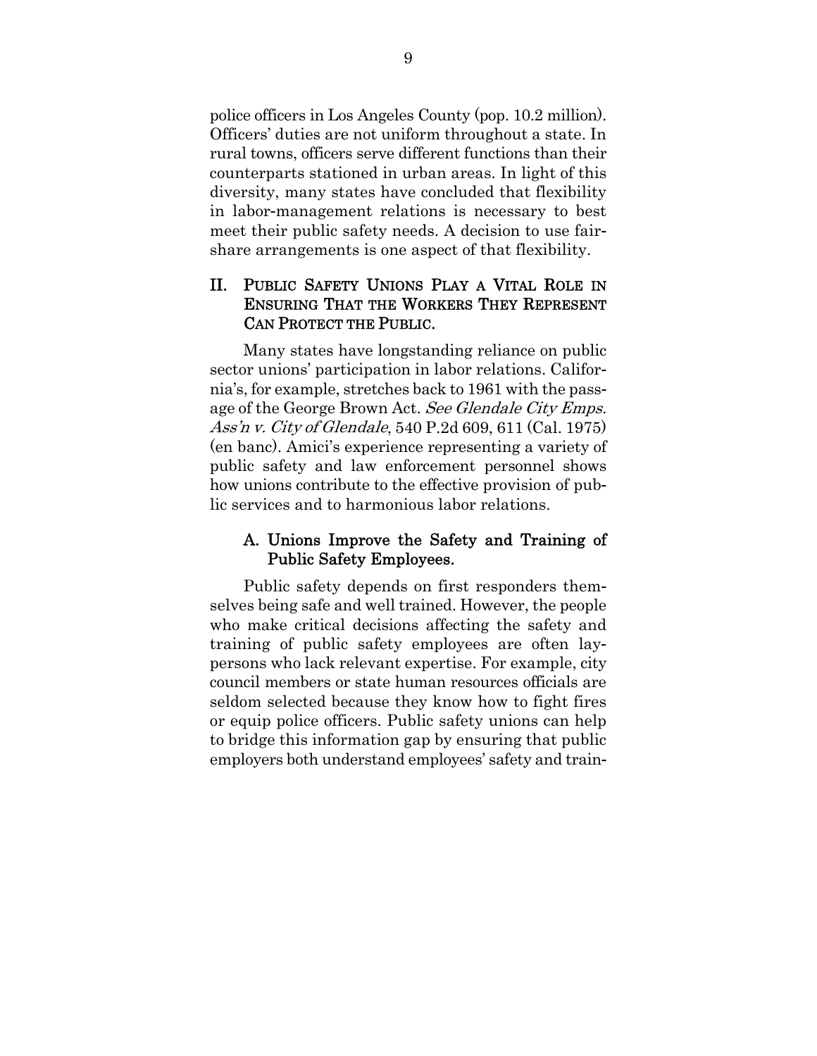police officers in Los Angeles County (pop. 10.2 million). Officers' duties are not uniform throughout a state. In rural towns, officers serve different functions than their counterparts stationed in urban areas. In light of this diversity, many states have concluded that flexibility in labor-management relations is necessary to best meet their public safety needs. A decision to use fair-share arrangements is one aspect of that flexibility.

## II. PUBLIC SAFETY UNIONS PLAY A VITAL ROLE IN ENSURING THAT THE WORKERS THEY REPRESENT CAN PROTECT THE PUBLIC.

Many states have longstanding reliance on public sector unions' participation in labor relations. California's, for example, stretches back to 1961 with the passage of the George Brown Act. *See Glendale City Emps. Ass'n v. City of Glendale*, 540 P.2d 609, 611 (Cal. 1975) (en banc). Amici's experience representing a variety of public safety and law enforcement personnel shows how unions contribute to the effective provision of public services and to harmonious labor relations.

### A. Unions Improve the Safety and Training of Public Safety Employees.

Public safety depends on first responders themselves being safe and well trained. However, the people who make critical decisions affecting the safety and training of public safety employees are often laypersons who lack relevant expertise. For example, city council members or state human resources officials are seldom selected because they know how to fight fires or equip police officers. Public safety unions can help to bridge this information gap by ensuring that public employers both understand employees' safety and train-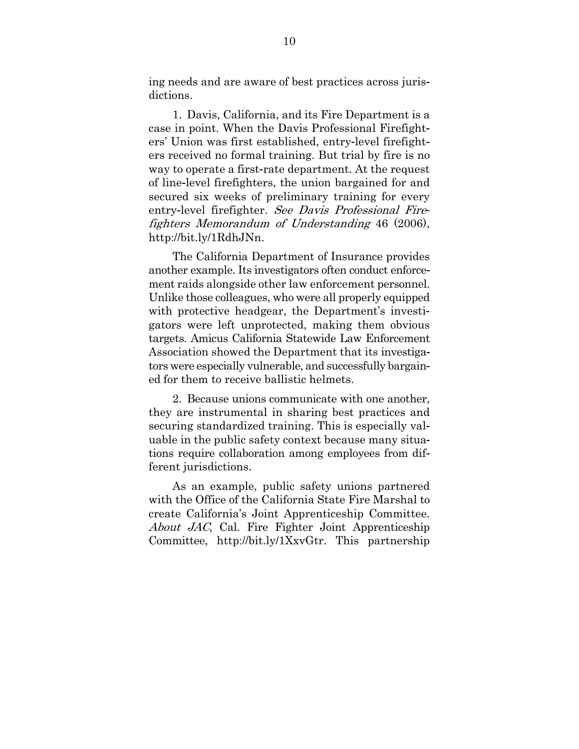ing needs and are aware of best practices across jurisdictions.

1. Davis, California, and its Fire Department is a case in point. When the Davis Professional Firefighters' Union was first established, entry-level firefighters received no formal training. But trial by fire is no way to operate a first-rate department. At the request of line-level firefighters, the union bargained for and secured six weeks of preliminary training for every entry-level firefighter. *See Davis Professional Firefighters Memorandum of Understanding* 46 (2006), http://bit.ly/1RdhJNn.

The California Department of Insurance provides another example. Its investigators often conduct enforcement raids alongside other law enforcement personnel. Unlike those colleagues, who were all properly equipped with protective headgear, the Department's investigators were left unprotected, making them obvious targets. Amicus California Statewide Law Enforcement Association showed the Department that its investigators were especially vulnerable, and successfully bargained for them to receive ballistic helmets.

2. Because unions communicate with one another, they are instrumental in sharing best practices and securing standardized training. This is especially valuable in the public safety context because many situations require collaboration among employees from different jurisdictions.

As an example, public safety unions partnered with the Office of the California State Fire Marshal to create California's Joint Apprenticeship Committee. *About JAC*, Cal. Fire Fighter Joint Apprenticeship Committee, http://bit.ly/1XxvGtr. This partnership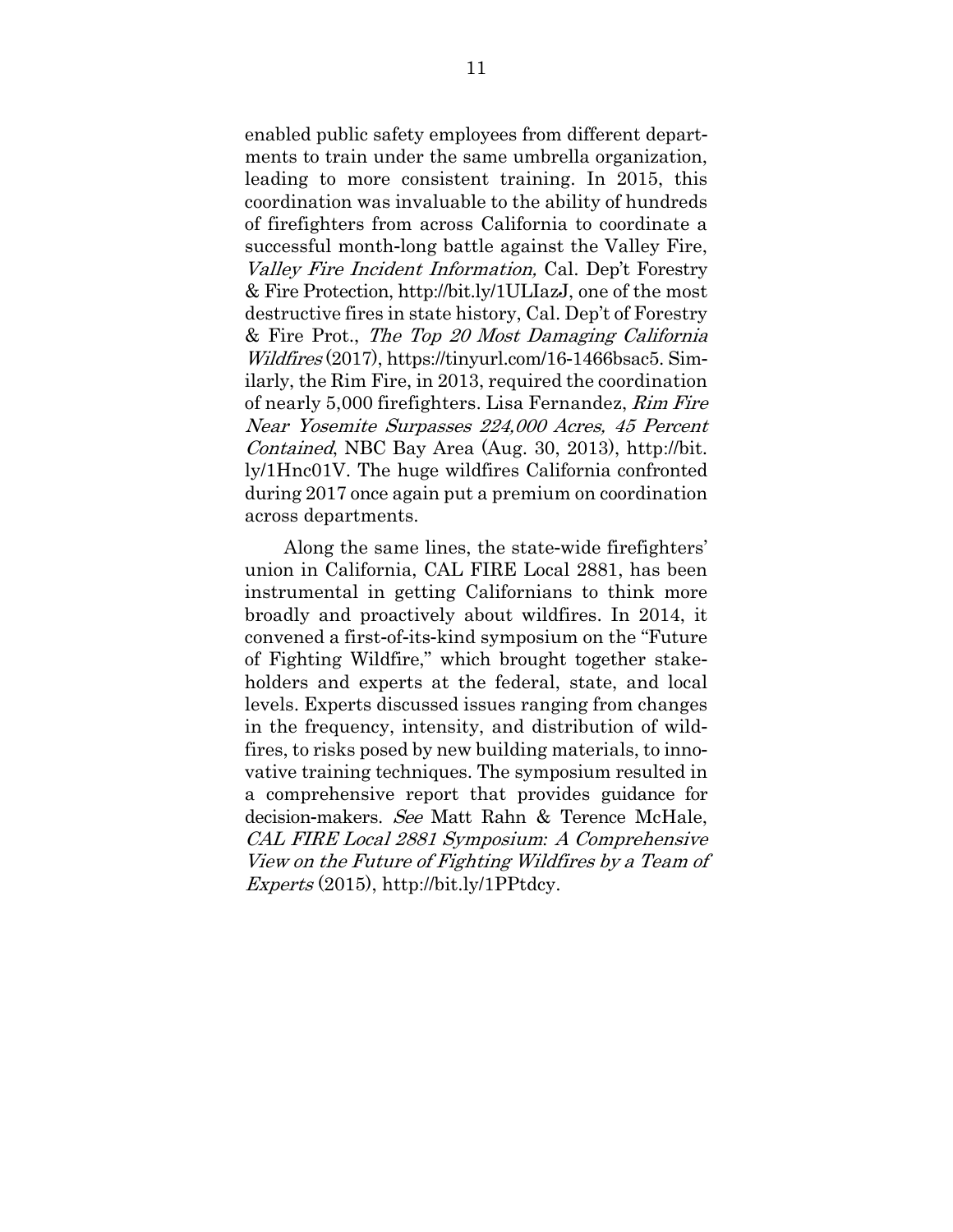enabled public safety employees from different departments to train under the same umbrella organization, leading to more consistent training. In 2015, this coordination was invaluable to the ability of hundreds of firefighters from across California to coordinate a successful month-long battle against the Valley Fire, *Valley Fire Incident Information,* Cal. Dep't Forestry & Fire Protection, http://bit.ly/1ULIazJ, one of the most destructive fires in state history, Cal. Dep't of Forestry & Fire Prot., *The Top 20 Most Damaging California Wildfires* (2017), https://tinyurl.com/16-1466bsac5. Similarly, the Rim Fire, in 2013, required the coordination of nearly 5,000 firefighters. Lisa Fernandez, *Rim Fire Near Yosemite Surpasses 224,000 Acres, 45 Percent Contained*, NBC Bay Area (Aug. 30, 2013), http://bit.ly/1Hnc01V. The huge wildfires California confronted during 2017 once again put a premium on coordination across departments.

Along the same lines, the state-wide firefighters' union in California, CAL FIRE Local 2881, has been instrumental in getting Californians to think more broadly and proactively about wildfires. In 2014, it convened a first-of-its-kind symposium on the "Future of Fighting Wildfire," which brought together stakeholders and experts at the federal, state, and local levels. Experts discussed issues ranging from changes in the frequency, intensity, and distribution of wildfires, to risks posed by new building materials, to innovative training techniques. The symposium resulted in a comprehensive report that provides guidance for decision-makers. *See* Matt Rahn & Terence McHale, *CAL FIRE Local 2881 Symposium: A Comprehensive View on the Future of Fighting Wildfires by a Team of Experts* (2015), http://bit.ly/1PPtdcy.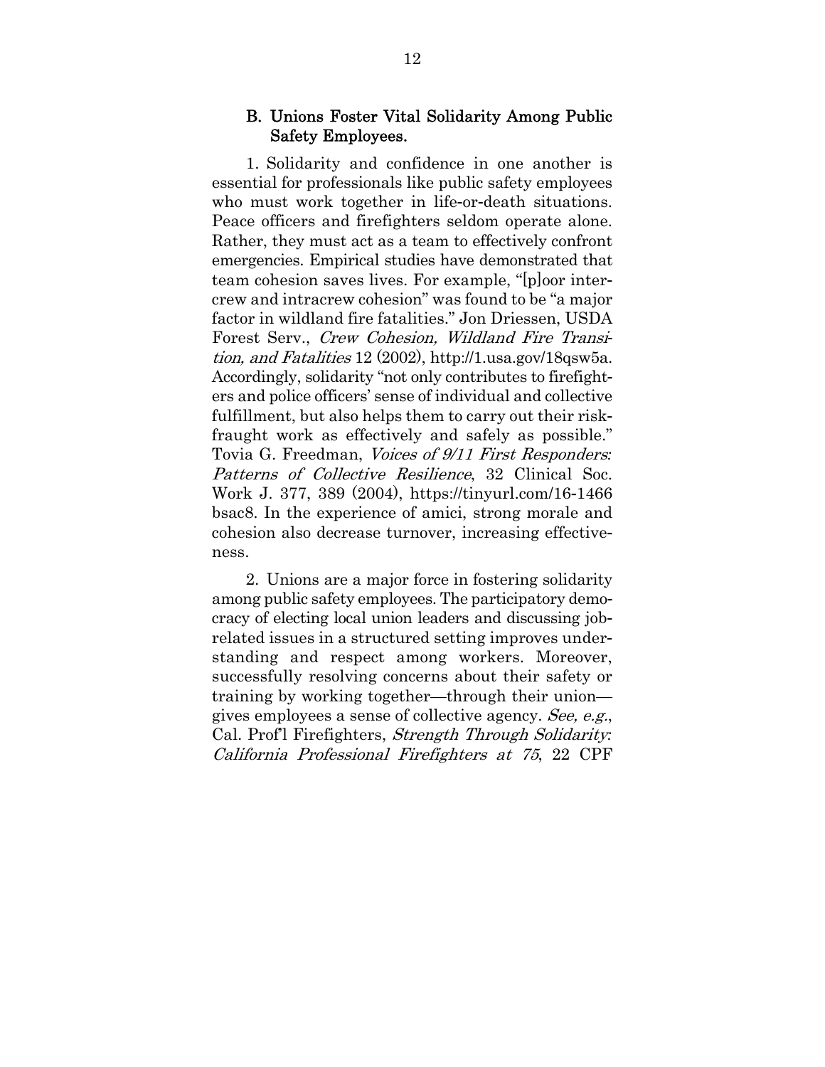### B. Unions Foster Vital Solidarity Among Public Safety Employees.

1. Solidarity and confidence in one another is essential for professionals like public safety employees who must work together in life-or-death situations. Peace officers and firefighters seldom operate alone. Rather, they must act as a team to effectively confront emergencies. Empirical studies have demonstrated that team cohesion saves lives. For example, "[p]oor intercrew and intracrew cohesion" was found to be "a major factor in wildland fire fatalities." Jon Driessen, USDA Forest Serv., *Crew Cohesion, Wildland Fire Transition, and Fatalities* 12 (2002), http://1.usa.gov/18qsw5a. Accordingly, solidarity "not only contributes to firefighters and police officers' sense of individual and collective fulfillment, but also helps them to carry out their risk-fraught work as effectively and safely as possible." Tovia G. Freedman, *Voices of 9/11 First Responders: Patterns of Collective Resilience*, 32 Clinical Soc. Work J. 377, 389 (2004), https://tinyurl.com/16-1466bsac8. In the experience of amici, strong morale and cohesion also decrease turnover, increasing effectiveness.

2. Unions are a major force in fostering solidarity among public safety employees. The participatory democracy of electing local union leaders and discussing job-related issues in a structured setting improves understanding and respect among workers. Moreover, successfully resolving concerns about their safety or training by working together—through their union—gives employees a sense of collective agency. *See, e.g.*, Cal. Prof'l Firefighters, *Strength Through Solidarity: California Professional Firefighters at 75*, 22 CPF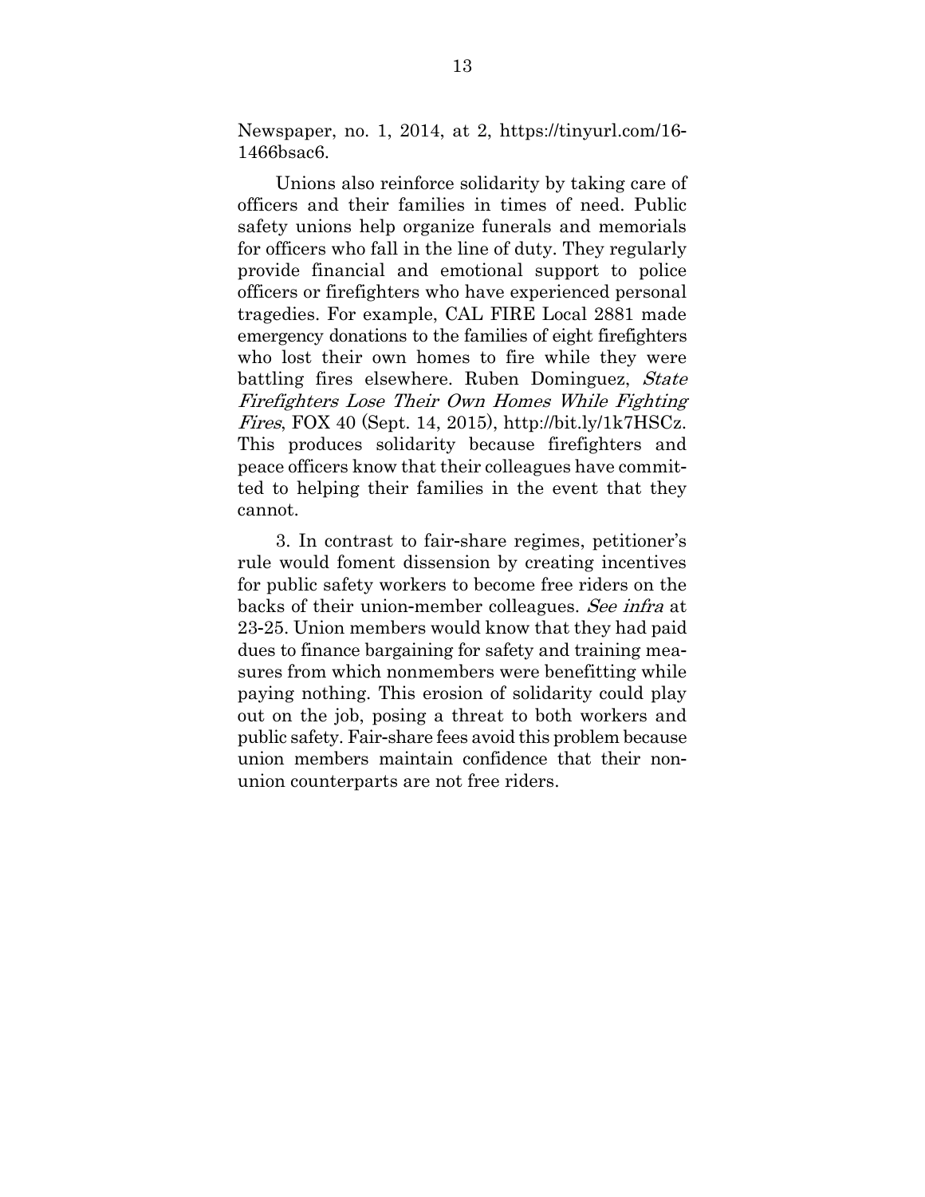Newspaper, no. 1, 2014, at 2, https://tinyurl.com/16-1466bsac6.

Unions also reinforce solidarity by taking care of officers and their families in times of need. Public safety unions help organize funerals and memorials for officers who fall in the line of duty. They regularly provide financial and emotional support to police officers or firefighters who have experienced personal tragedies. For example, CAL FIRE Local 2881 made emergency donations to the families of eight firefighters who lost their own homes to fire while they were battling fires elsewhere. Ruben Dominguez, *State Firefighters Lose Their Own Homes While Fighting Fires*, FOX 40 (Sept. 14, 2015), http://bit.ly/1k7HSCz. This produces solidarity because firefighters and peace officers know that their colleagues have committed to helping their families in the event that they cannot.

3. In contrast to fair-share regimes, petitioner's rule would foment dissension by creating incentives for public safety workers to become free riders on the backs of their union-member colleagues. *See infra* at 23-25. Union members would know that they had paid dues to finance bargaining for safety and training measures from which nonmembers were benefitting while paying nothing. This erosion of solidarity could play out on the job, posing a threat to both workers and public safety. Fair-share fees avoid this problem because union members maintain confidence that their non-union counterparts are not free riders.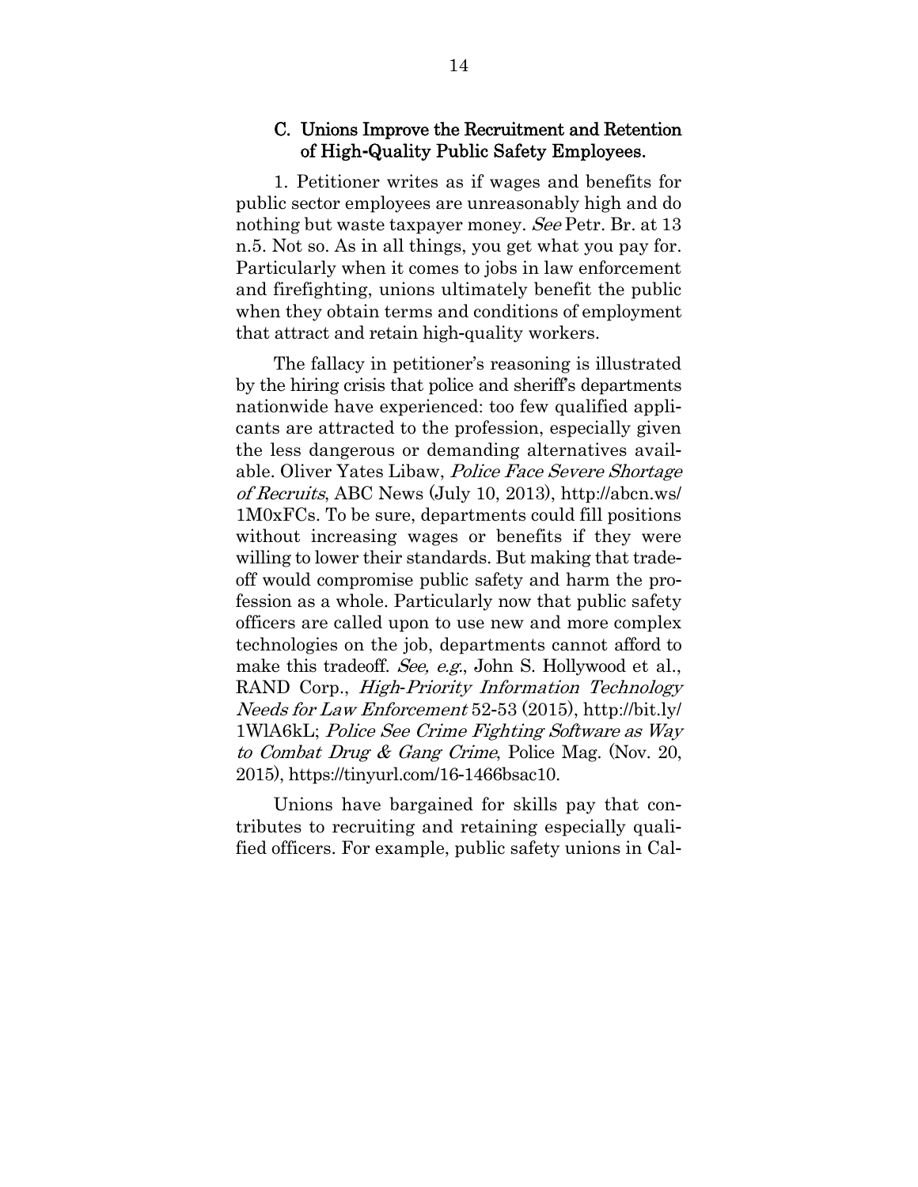### C. Unions Improve the Recruitment and Retention of High-Quality Public Safety Employees.

1. Petitioner writes as if wages and benefits for public sector employees are unreasonably high and do nothing but waste taxpayer money. *See* Petr. Br. at 13 n.5. Not so. As in all things, you get what you pay for. Particularly when it comes to jobs in law enforcement and firefighting, unions ultimately benefit the public when they obtain terms and conditions of employment that attract and retain high-quality workers.

The fallacy in petitioner's reasoning is illustrated by the hiring crisis that police and sheriff's departments nationwide have experienced: too few qualified applicants are attracted to the profession, especially given the less dangerous or demanding alternatives available. Oliver Yates Libaw, *Police Face Severe Shortage of Recruits*, ABC News (July 10, 2013), http://abcn.ws/1M0xFCs. To be sure, departments could fill positions without increasing wages or benefits if they were willing to lower their standards. But making that tradeoff would compromise public safety and harm the profession as a whole. Particularly now that public safety officers are called upon to use new and more complex technologies on the job, departments cannot afford to make this tradeoff. *See, e.g.*, John S. Hollywood et al., RAND Corp., *High-Priority Information Technology Needs for Law Enforcement* 52-53 (2015), http://bit.ly/1WlA6kL; *Police See Crime Fighting Software as Way to Combat Drug & Gang Crime*, Police Mag. (Nov. 20, 2015), https://tinyurl.com/16-1466bsac10.

Unions have bargained for skills pay that contributes to recruiting and retaining especially qualified officers. For example, public safety unions in Cal-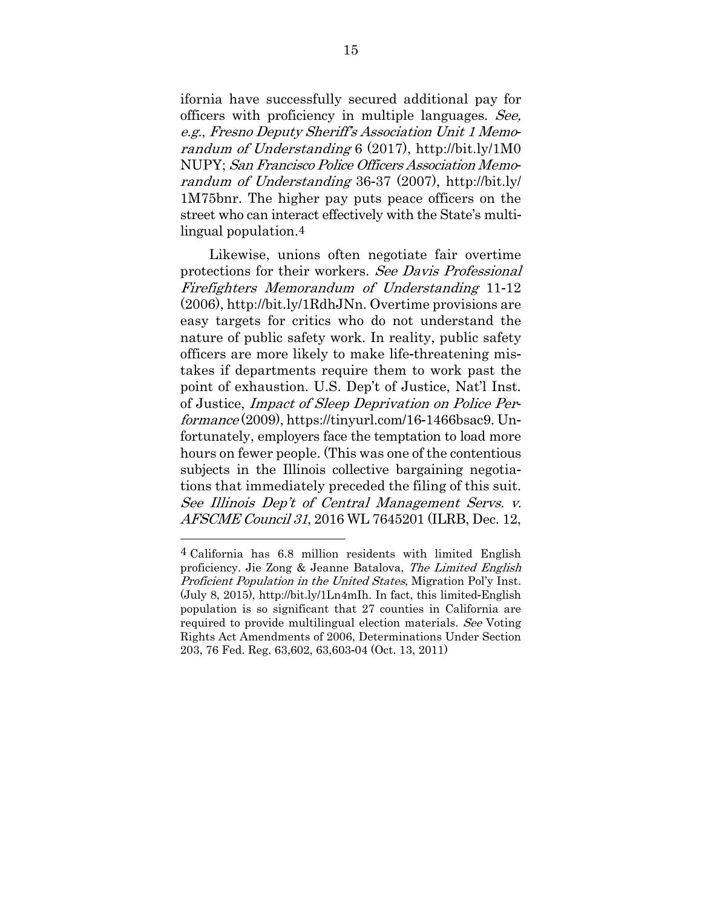ifornia have successfully secured additional pay for officers with proficiency in multiple languages. *See, e.g.*, *Fresno Deputy Sheriff's Association Unit 1 Memorandum of Understanding* 6 (2017), http://bit.ly/1M0NUPY; *San Francisco Police Officers Association Memorandum of Understanding* 36-37 (2007), http://bit.ly/1M75bnr. The higher pay puts peace officers on the street who can interact effectively with the State's multilingual population.[4]

Likewise, unions often negotiate fair overtime protections for their workers. *See Davis Professional Firefighters Memorandum of Understanding* 11-12 (2006), http://bit.ly/1RdhJNn. Overtime provisions are easy targets for critics who do not understand the nature of public safety work. In reality, public safety officers are more likely to make life-threatening mistakes if departments require them to work past the point of exhaustion. U.S. Dep't of Justice, Nat'l Inst. of Justice, *Impact of Sleep Deprivation on Police Performance* (2009), https://tinyurl.com/16-1466bsac9. Unfortunately, employers face the temptation to load more hours on fewer people. (This was one of the contentious subjects in the Illinois collective bargaining negotiations that immediately preceded the filing of this suit. *See Illinois Dep't of Central Management Servs. v. AFSCME Council 31*, 2016 WL 7645201 (ILRB, Dec. 12,

---

[4] California has 6.8 million residents with limited English proficiency. Jie Zong & Jeanne Batalova, *The Limited English Proficient Population in the United States*, Migration Pol'y Inst. (July 8, 2015), http://bit.ly/1Ln4mIh. In fact, this limited-English population is so significant that 27 counties in California are required to provide multilingual election materials. *See* Voting Rights Act Amendments of 2006, Determinations Under Section 203, 76 Fed. Reg. 63,602, 63,603-04 (Oct. 13, 2011)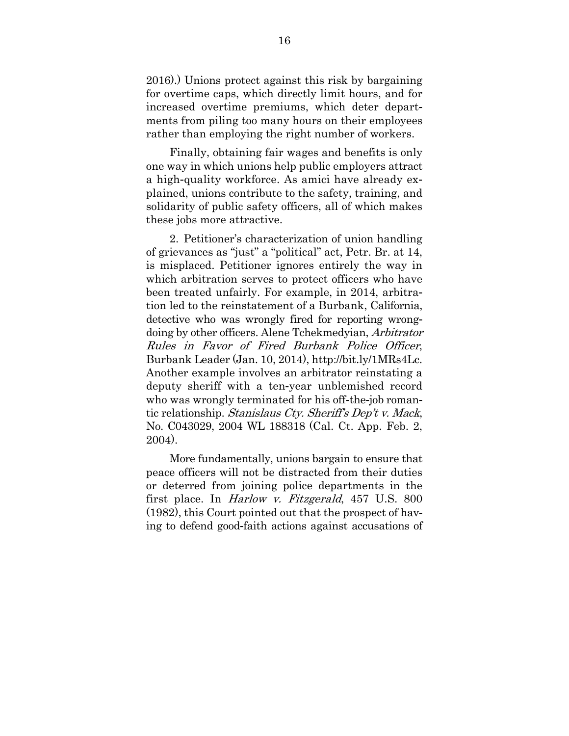2016).) Unions protect against this risk by bargaining for overtime caps, which directly limit hours, and for increased overtime premiums, which deter departments from piling too many hours on their employees rather than employing the right number of workers.

Finally, obtaining fair wages and benefits is only one way in which unions help public employers attract a high-quality workforce. As amici have already explained, unions contribute to the safety, training, and solidarity of public safety officers, all of which makes these jobs more attractive.

2. Petitioner's characterization of union handling of grievances as "just" a "political" act, Petr. Br. at 14, is misplaced. Petitioner ignores entirely the way in which arbitration serves to protect officers who have been treated unfairly. For example, in 2014, arbitration led to the reinstatement of a Burbank, California, detective who was wrongly fired for reporting wrongdoing by other officers. Alene Tchekmedyian, *Arbitrator Rules in Favor of Fired Burbank Police Officer*, Burbank Leader (Jan. 10, 2014), http://bit.ly/1MRs4Lc. Another example involves an arbitrator reinstating a deputy sheriff with a ten-year unblemished record who was wrongly terminated for his off-the-job romantic relationship. *Stanislaus Cty. Sheriff's Dep't v. Mack*, No. C043029, 2004 WL 188318 (Cal. Ct. App. Feb. 2, 2004).

More fundamentally, unions bargain to ensure that peace officers will not be distracted from their duties or deterred from joining police departments in the first place. In *Harlow v. Fitzgerald*, 457 U.S. 800 (1982), this Court pointed out that the prospect of having to defend good-faith actions against accusations of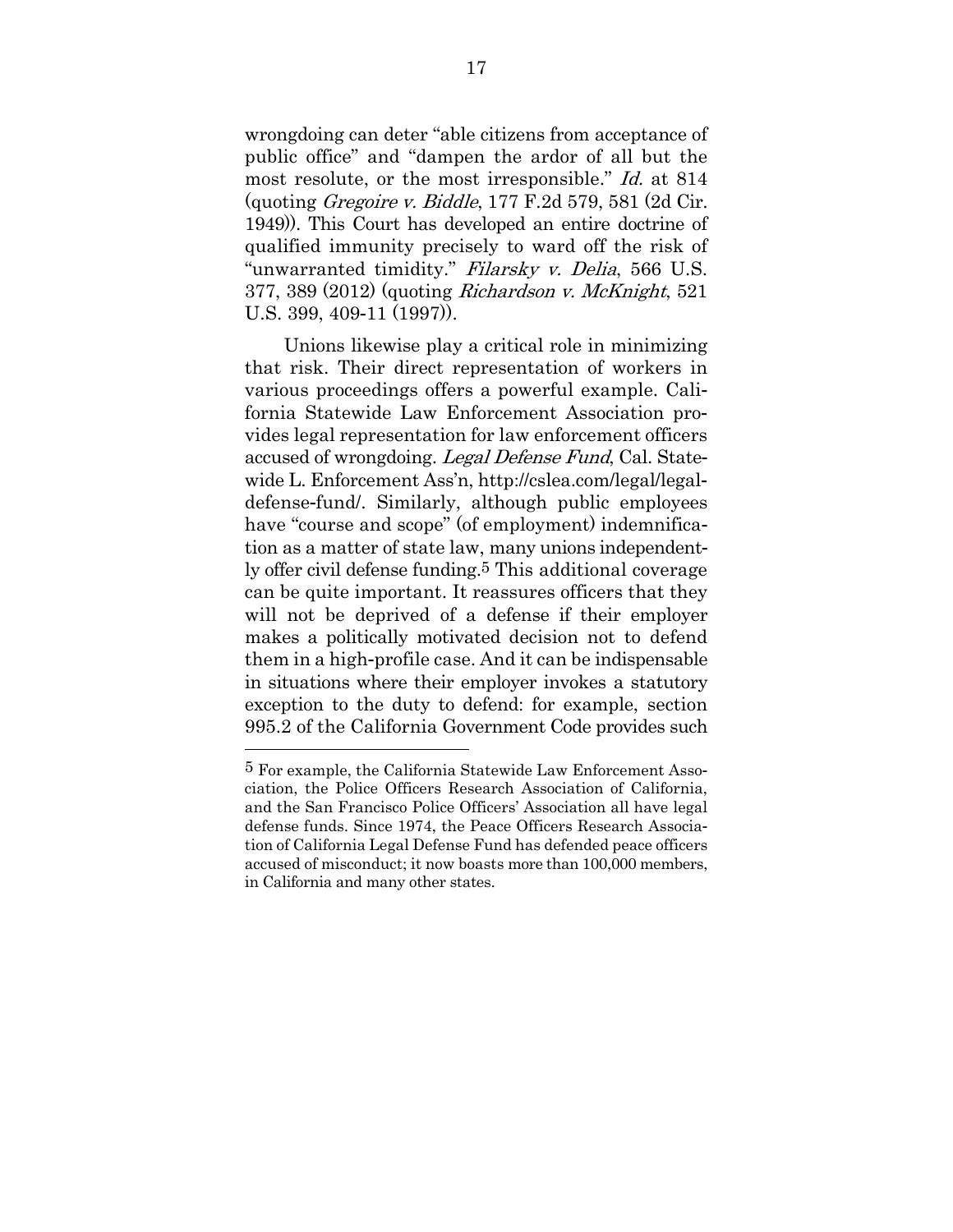wrongdoing can deter "able citizens from acceptance of public office" and "dampen the ardor of all but the most resolute, or the most irresponsible." *Id.* at 814 (quoting *Gregoire v. Biddle*, 177 F.2d 579, 581 (2d Cir. 1949)). This Court has developed an entire doctrine of qualified immunity precisely to ward off the risk of "unwarranted timidity." *Filarsky v. Delia*, 566 U.S. 377, 389 (2012) (quoting *Richardson v. McKnight*, 521 U.S. 399, 409-11 (1997)).

Unions likewise play a critical role in minimizing that risk. Their direct representation of workers in various proceedings offers a powerful example. California Statewide Law Enforcement Association provides legal representation for law enforcement officers accused of wrongdoing. *Legal Defense Fund*, Cal. Statewide L. Enforcement Ass'n, http://cslea.com/legal/legal-defense-fund/. Similarly, although public employees have "course and scope" (of employment) indemnification as a matter of state law, many unions independently offer civil defense funding.[5] This additional coverage can be quite important. It reassures officers that they will not be deprived of a defense if their employer makes a politically motivated decision not to defend them in a high-profile case. And it can be indispensable in situations where their employer invokes a statutory exception to the duty to defend: for example, section 995.2 of the California Government Code provides such

---

[5] For example, the California Statewide Law Enforcement Association, the Police Officers Research Association of California, and the San Francisco Police Officers' Association all have legal defense funds. Since 1974, the Peace Officers Research Association of California Legal Defense Fund has defended peace officers accused of misconduct; it now boasts more than 100,000 members, in California and many other states.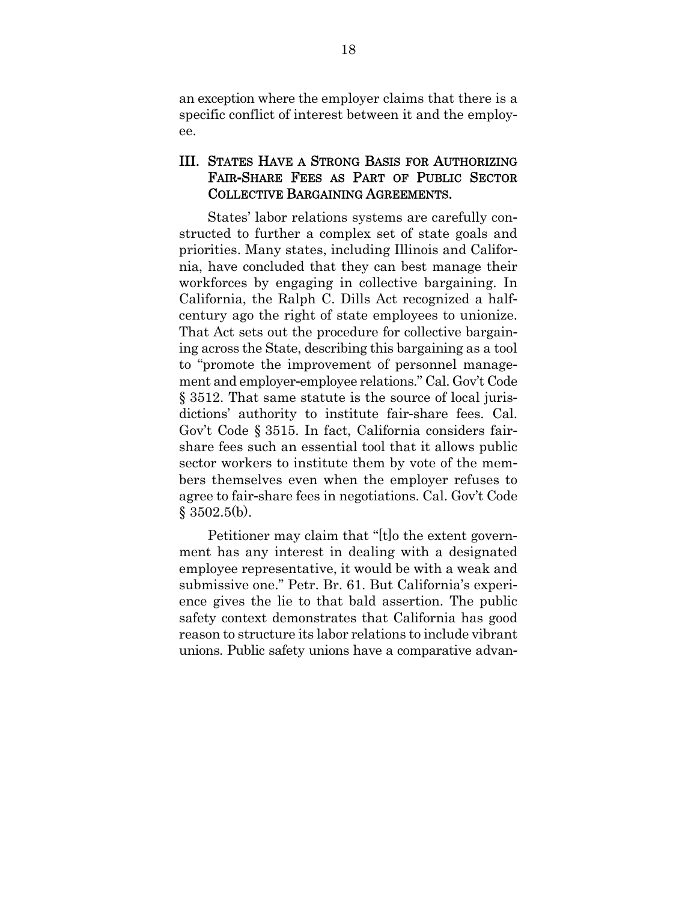an exception where the employer claims that there is a specific conflict of interest between it and the employee.

## III. States Have a Strong Basis for Authorizing Fair-Share Fees as Part of Public Sector Collective Bargaining Agreements.

States' labor relations systems are carefully constructed to further a complex set of state goals and priorities. Many states, including Illinois and California, have concluded that they can best manage their workforces by engaging in collective bargaining. In California, the Ralph C. Dills Act recognized a half-century ago the right of state employees to unionize. That Act sets out the procedure for collective bargaining across the State, describing this bargaining as a tool to "promote the improvement of personnel management and employer-employee relations." Cal. Gov't Code § 3512. That same statute is the source of local jurisdictions' authority to institute fair-share fees. Cal. Gov't Code § 3515. In fact, California considers fair-share fees such an essential tool that it allows public sector workers to institute them by vote of the members themselves even when the employer refuses to agree to fair-share fees in negotiations. Cal. Gov't Code § 3502.5(b).

Petitioner may claim that "[t]o the extent government has any interest in dealing with a designated employee representative, it would be with a weak and submissive one." Petr. Br. 61. But California's experience gives the lie to that bald assertion. The public safety context demonstrates that California has good reason to structure its labor relations to include vibrant unions. Public safety unions have a comparative advan-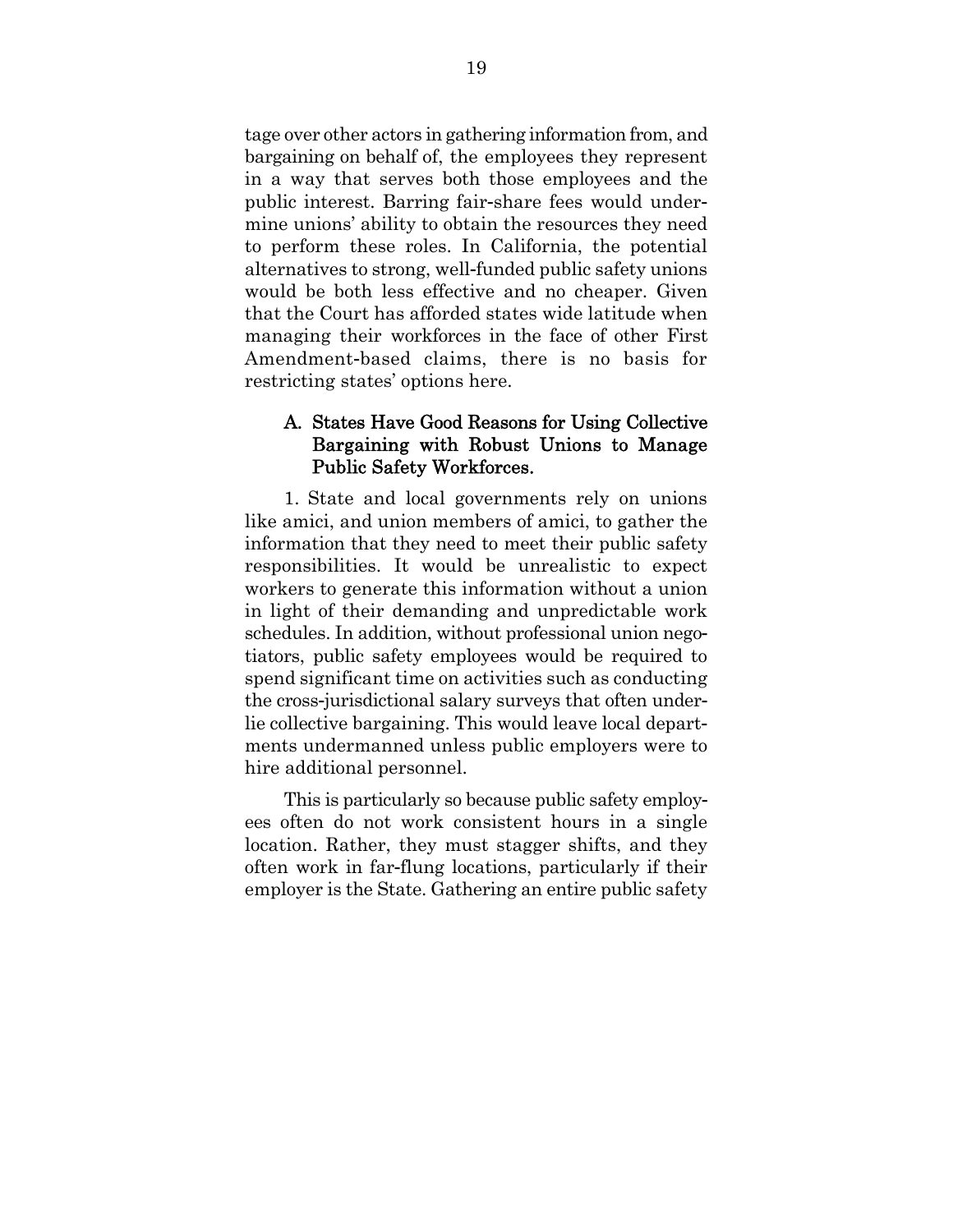tage over other actors in gathering information from, and bargaining on behalf of, the employees they represent in a way that serves both those employees and the public interest. Barring fair-share fees would undermine unions' ability to obtain the resources they need to perform these roles. In California, the potential alternatives to strong, well-funded public safety unions would be both less effective and no cheaper. Given that the Court has afforded states wide latitude when managing their workforces in the face of other First Amendment-based claims, there is no basis for restricting states' options here.

### A. States Have Good Reasons for Using Collective Bargaining with Robust Unions to Manage Public Safety Workforces.

1. State and local governments rely on unions like amici, and union members of amici, to gather the information that they need to meet their public safety responsibilities. It would be unrealistic to expect workers to generate this information without a union in light of their demanding and unpredictable work schedules. In addition, without professional union negotiators, public safety employees would be required to spend significant time on activities such as conducting the cross-jurisdictional salary surveys that often underlie collective bargaining. This would leave local departments undermanned unless public employers were to hire additional personnel.

This is particularly so because public safety employees often do not work consistent hours in a single location. Rather, they must stagger shifts, and they often work in far-flung locations, particularly if their employer is the State. Gathering an entire public safety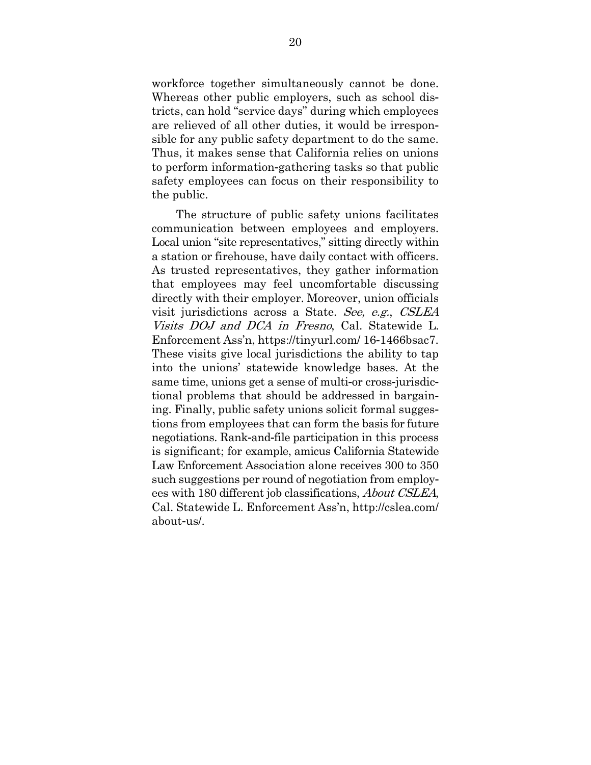workforce together simultaneously cannot be done. Whereas other public employers, such as school districts, can hold "service days" during which employees are relieved of all other duties, it would be irresponsible for any public safety department to do the same. Thus, it makes sense that California relies on unions to perform information-gathering tasks so that public safety employees can focus on their responsibility to the public.

The structure of public safety unions facilitates communication between employees and employers. Local union "site representatives," sitting directly within a station or firehouse, have daily contact with officers. As trusted representatives, they gather information that employees may feel uncomfortable discussing directly with their employer. Moreover, union officials visit jurisdictions across a State. *See, e.g.*, *CSLEA Visits DOJ and DCA in Fresno*, Cal. Statewide L. Enforcement Ass'n, https://tinyurl.com/ 16-1466bsac7. These visits give local jurisdictions the ability to tap into the unions' statewide knowledge bases. At the same time, unions get a sense of multi-or cross-jurisdictional problems that should be addressed in bargaining. Finally, public safety unions solicit formal suggestions from employees that can form the basis for future negotiations. Rank-and-file participation in this process is significant; for example, amicus California Statewide Law Enforcement Association alone receives 300 to 350 such suggestions per round of negotiation from employees with 180 different job classifications, *About CSLEA*, Cal. Statewide L. Enforcement Ass'n, http://cslea.com/ about-us/.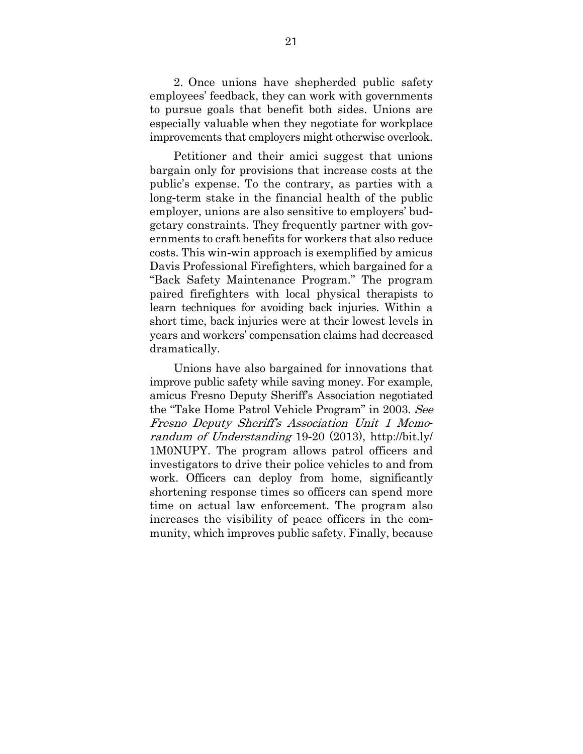2. Once unions have shepherded public safety employees' feedback, they can work with governments to pursue goals that benefit both sides. Unions are especially valuable when they negotiate for workplace improvements that employers might otherwise overlook.

Petitioner and their amici suggest that unions bargain only for provisions that increase costs at the public's expense. To the contrary, as parties with a long-term stake in the financial health of the public employer, unions are also sensitive to employers' budgetary constraints. They frequently partner with governments to craft benefits for workers that also reduce costs. This win-win approach is exemplified by amicus Davis Professional Firefighters, which bargained for a "Back Safety Maintenance Program." The program paired firefighters with local physical therapists to learn techniques for avoiding back injuries. Within a short time, back injuries were at their lowest levels in years and workers' compensation claims had decreased dramatically.

Unions have also bargained for innovations that improve public safety while saving money. For example, amicus Fresno Deputy Sheriff's Association negotiated the "Take Home Patrol Vehicle Program" in 2003. *See Fresno Deputy Sheriff's Association Unit 1 Memorandum of Understanding* 19-20 (2013), http://bit.ly/1M0NUPY. The program allows patrol officers and investigators to drive their police vehicles to and from work. Officers can deploy from home, significantly shortening response times so officers can spend more time on actual law enforcement. The program also increases the visibility of peace officers in the community, which improves public safety. Finally, because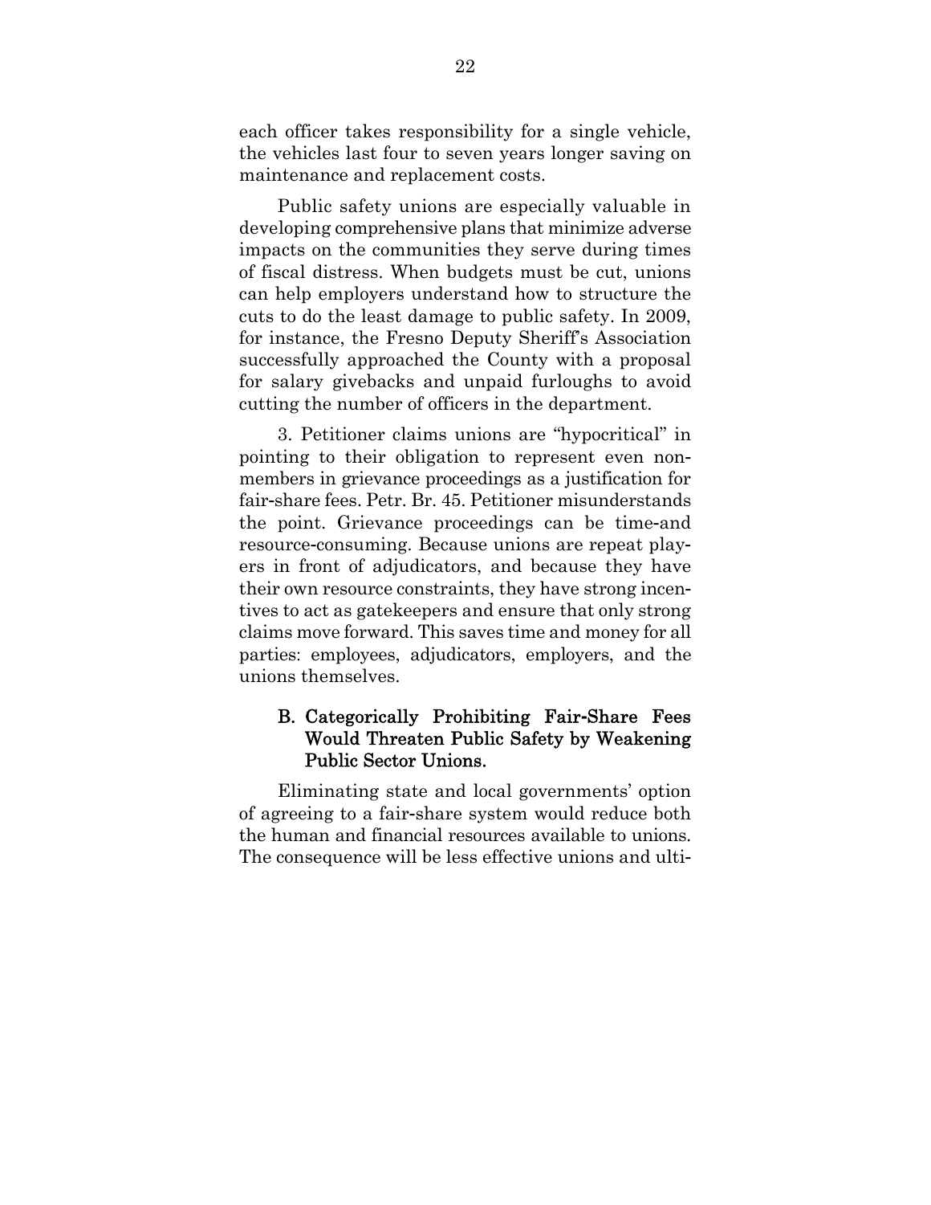each officer takes responsibility for a single vehicle, the vehicles last four to seven years longer saving on maintenance and replacement costs.

Public safety unions are especially valuable in developing comprehensive plans that minimize adverse impacts on the communities they serve during times of fiscal distress. When budgets must be cut, unions can help employers understand how to structure the cuts to do the least damage to public safety. In 2009, for instance, the Fresno Deputy Sheriff's Association successfully approached the County with a proposal for salary givebacks and unpaid furloughs to avoid cutting the number of officers in the department.

3. Petitioner claims unions are "hypocritical" in pointing to their obligation to represent even non-members in grievance proceedings as a justification for fair-share fees. Petr. Br. 45. Petitioner misunderstands the point. Grievance proceedings can be time-and resource-consuming. Because unions are repeat players in front of adjudicators, and because they have their own resource constraints, they have strong incentives to act as gatekeepers and ensure that only strong claims move forward. This saves time and money for all parties: employees, adjudicators, employers, and the unions themselves.

### B. Categorically Prohibiting Fair-Share Fees Would Threaten Public Safety by Weakening Public Sector Unions.

Eliminating state and local governments' option of agreeing to a fair-share system would reduce both the human and financial resources available to unions. The consequence will be less effective unions and ulti-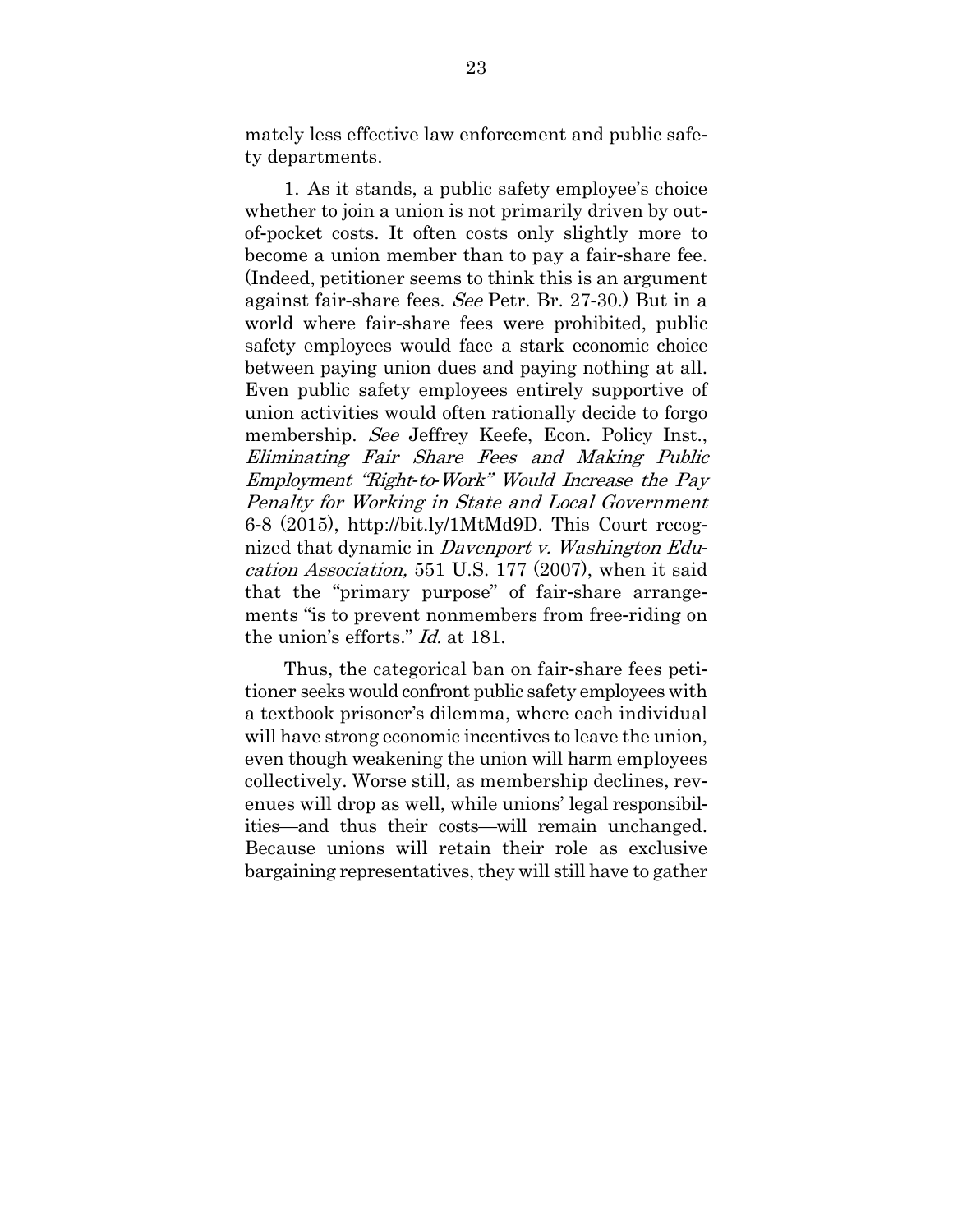mately less effective law enforcement and public safety departments.

1. As it stands, a public safety employee's choice whether to join a union is not primarily driven by out-of-pocket costs. It often costs only slightly more to become a union member than to pay a fair-share fee. (Indeed, petitioner seems to think this is an argument against fair-share fees. *See* Petr. Br. 27-30.) But in a world where fair-share fees were prohibited, public safety employees would face a stark economic choice between paying union dues and paying nothing at all. Even public safety employees entirely supportive of union activities would often rationally decide to forgo membership. *See* Jeffrey Keefe, Econ. Policy Inst., *Eliminating Fair Share Fees and Making Public Employment "Right-to-Work" Would Increase the Pay Penalty for Working in State and Local Government* 6-8 (2015), http://bit.ly/1MtMd9D. This Court recognized that dynamic in *Davenport v. Washington Education Association,* 551 U.S. 177 (2007), when it said that the "primary purpose" of fair-share arrangements "is to prevent nonmembers from free-riding on the union's efforts." *Id.* at 181.

Thus, the categorical ban on fair-share fees petitioner seeks would confront public safety employees with a textbook prisoner's dilemma, where each individual will have strong economic incentives to leave the union, even though weakening the union will harm employees collectively. Worse still, as membership declines, revenues will drop as well, while unions' legal responsibilities—and thus their costs—will remain unchanged. Because unions will retain their role as exclusive bargaining representatives, they will still have to gather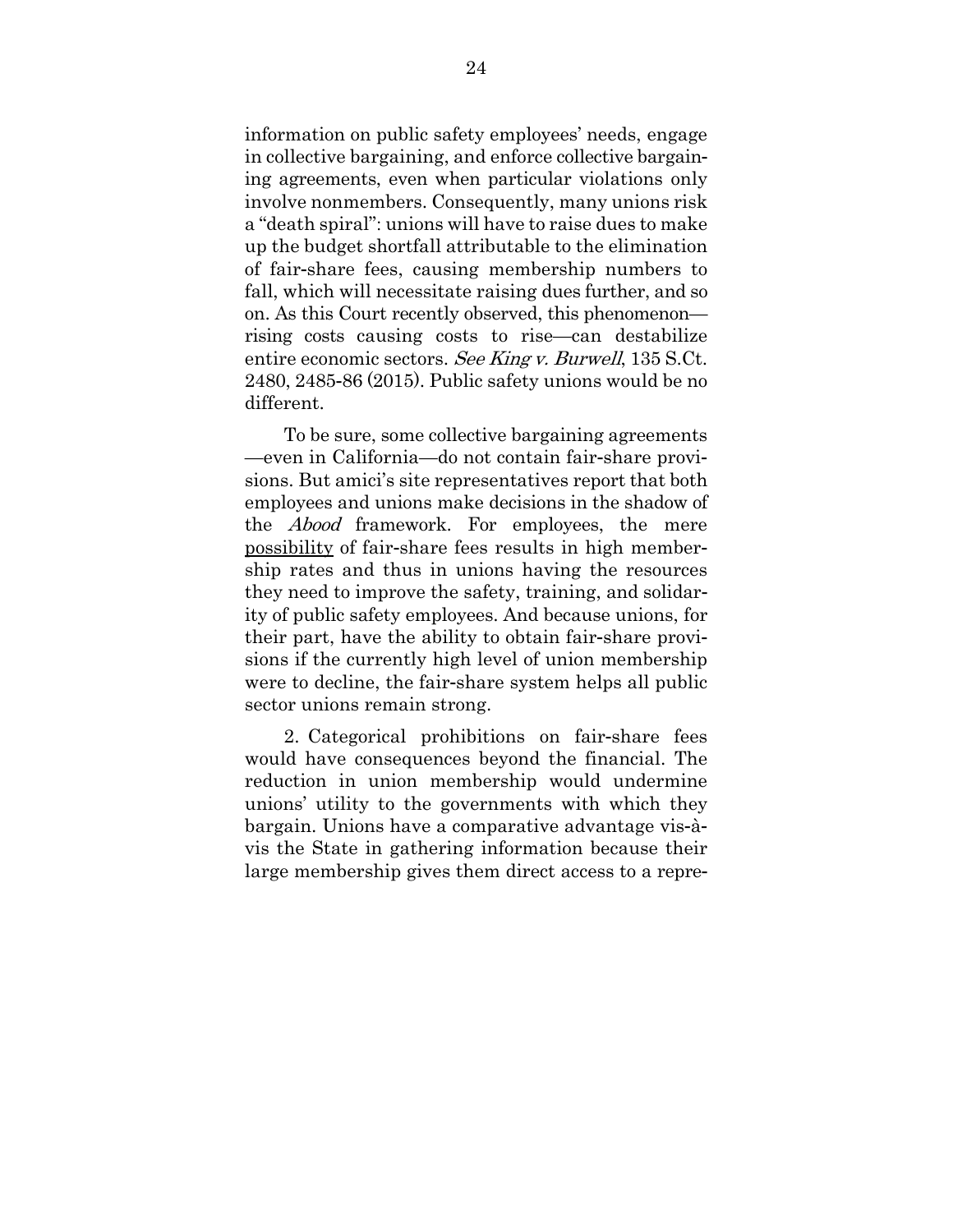information on public safety employees' needs, engage in collective bargaining, and enforce collective bargaining agreements, even when particular violations only involve nonmembers. Consequently, many unions risk a "death spiral": unions will have to raise dues to make up the budget shortfall attributable to the elimination of fair-share fees, causing membership numbers to fall, which will necessitate raising dues further, and so on. As this Court recently observed, this phenomenon—rising costs causing costs to rise—can destabilize entire economic sectors. *See King v. Burwell*, 135 S.Ct. 2480, 2485-86 (2015). Public safety unions would be no different.

To be sure, some collective bargaining agreements —even in California—do not contain fair-share provisions. But amici's site representatives report that both employees and unions make decisions in the shadow of the *Abood* framework. For employees, the mere possibility of fair-share fees results in high membership rates and thus in unions having the resources they need to improve the safety, training, and solidarity of public safety employees. And because unions, for their part, have the ability to obtain fair-share provisions if the currently high level of union membership were to decline, the fair-share system helps all public sector unions remain strong.

2. Categorical prohibitions on fair-share fees would have consequences beyond the financial. The reduction in union membership would undermine unions' utility to the governments with which they bargain. Unions have a comparative advantage vis-à-vis the State in gathering information because their large membership gives them direct access to a repre-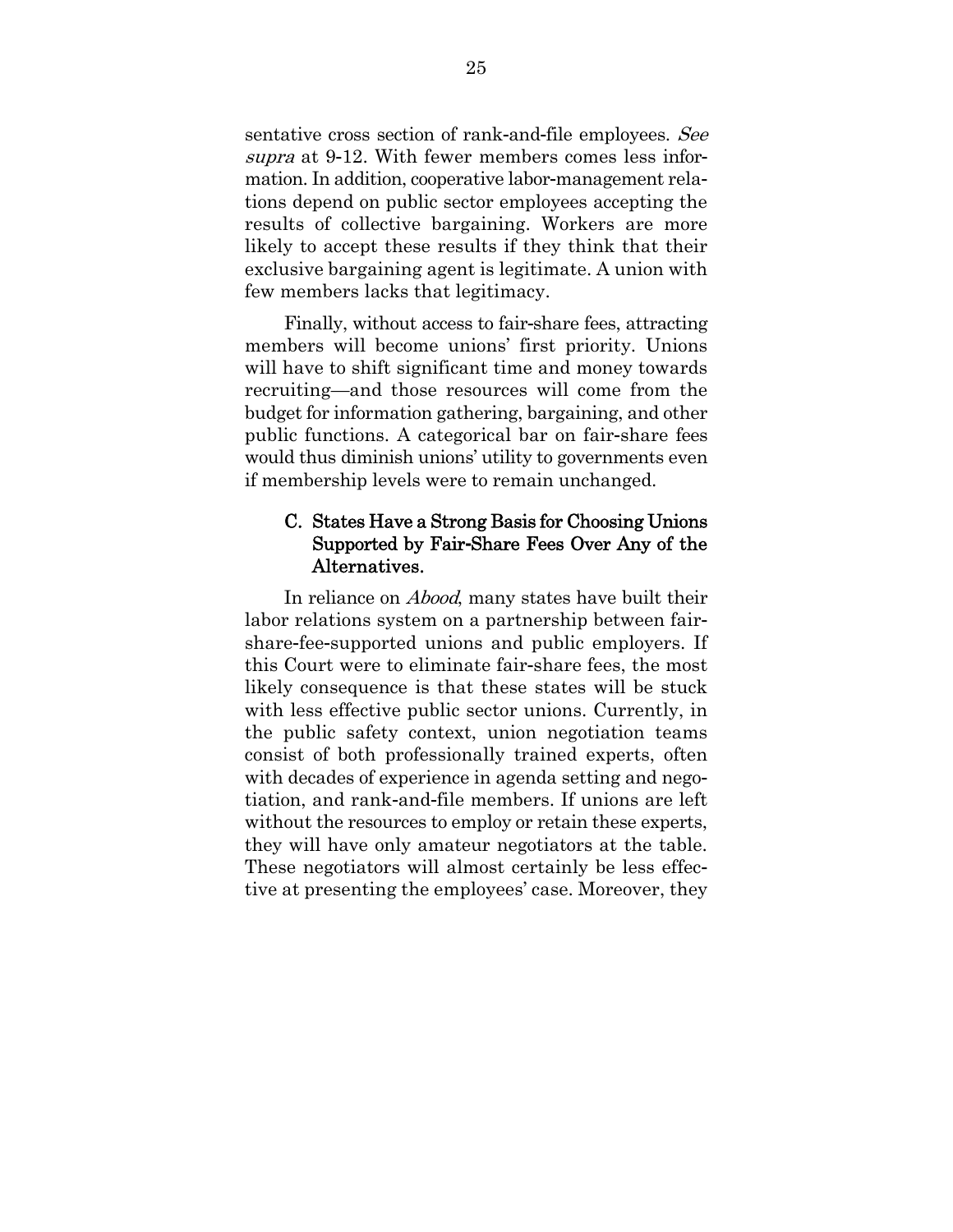sentative cross section of rank-and-file employees. *See supra* at 9-12. With fewer members comes less information. In addition, cooperative labor-management relations depend on public sector employees accepting the results of collective bargaining. Workers are more likely to accept these results if they think that their exclusive bargaining agent is legitimate. A union with few members lacks that legitimacy.

Finally, without access to fair-share fees, attracting members will become unions' first priority. Unions will have to shift significant time and money towards recruiting—and those resources will come from the budget for information gathering, bargaining, and other public functions. A categorical bar on fair-share fees would thus diminish unions' utility to governments even if membership levels were to remain unchanged.

### C. States Have a Strong Basis for Choosing Unions Supported by Fair-Share Fees Over Any of the Alternatives.

In reliance on *Abood*, many states have built their labor relations system on a partnership between fair-share-fee-supported unions and public employers. If this Court were to eliminate fair-share fees, the most likely consequence is that these states will be stuck with less effective public sector unions. Currently, in the public safety context, union negotiation teams consist of both professionally trained experts, often with decades of experience in agenda setting and negotiation, and rank-and-file members. If unions are left without the resources to employ or retain these experts, they will have only amateur negotiators at the table. These negotiators will almost certainly be less effective at presenting the employees' case. Moreover, they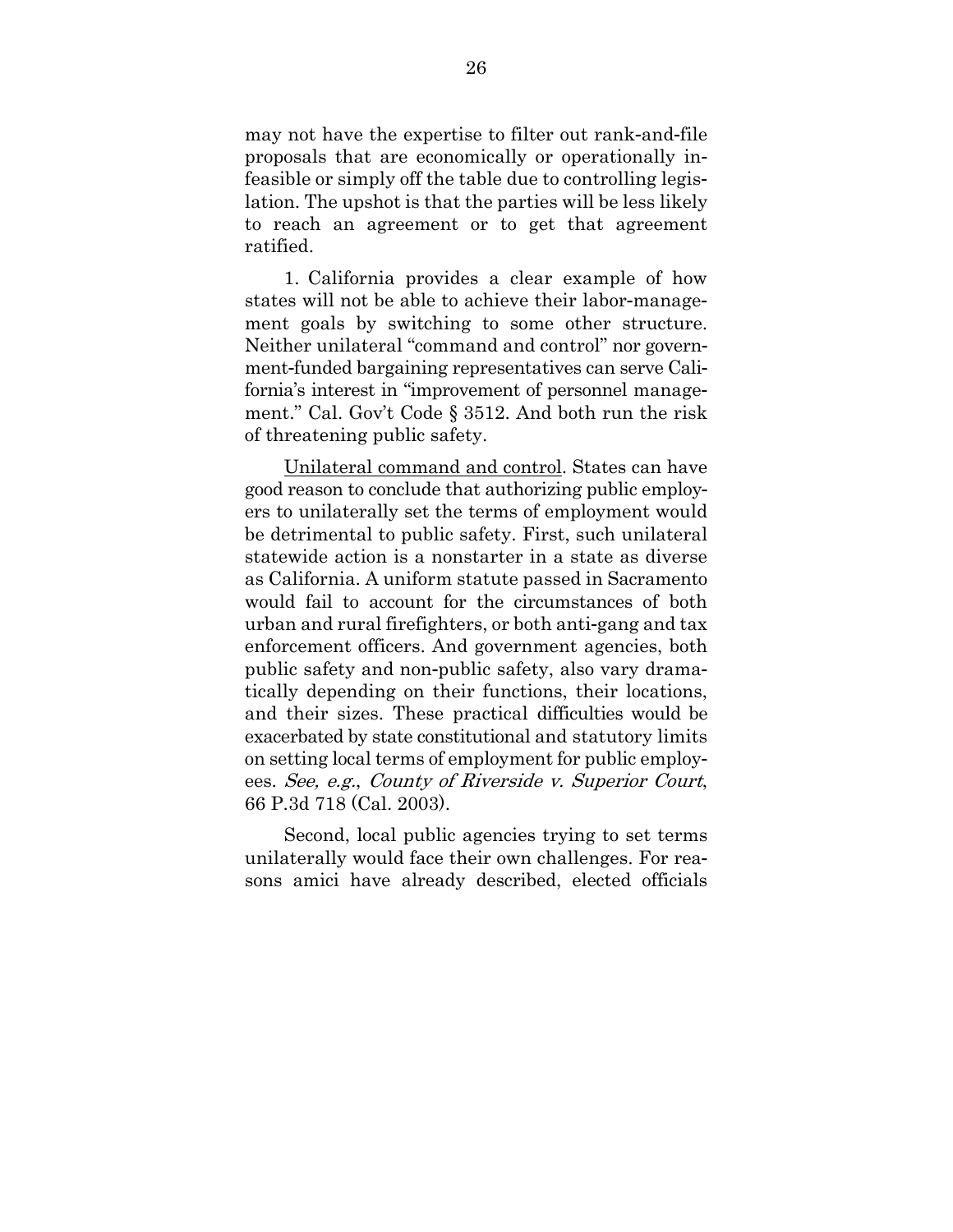may not have the expertise to filter out rank-and-file proposals that are economically or operationally infeasible or simply off the table due to controlling legislation. The upshot is that the parties will be less likely to reach an agreement or to get that agreement ratified.

1. California provides a clear example of how states will not be able to achieve their labor-management goals by switching to some other structure. Neither unilateral "command and control" nor government-funded bargaining representatives can serve California's interest in "improvement of personnel management." Cal. Gov't Code § 3512. And both run the risk of threatening public safety.

<u>Unilateral command and control</u>. States can have good reason to conclude that authorizing public employers to unilaterally set the terms of employment would be detrimental to public safety. First, such unilateral statewide action is a nonstarter in a state as diverse as California. A uniform statute passed in Sacramento would fail to account for the circumstances of both urban and rural firefighters, or both anti-gang and tax enforcement officers. And government agencies, both public safety and non-public safety, also vary dramatically depending on their functions, their locations, and their sizes. These practical difficulties would be exacerbated by state constitutional and statutory limits on setting local terms of employment for public employees. *See, e.g.*, *County of Riverside v. Superior Court*, 66 P.3d 718 (Cal. 2003).

Second, local public agencies trying to set terms unilaterally would face their own challenges. For reasons amici have already described, elected officials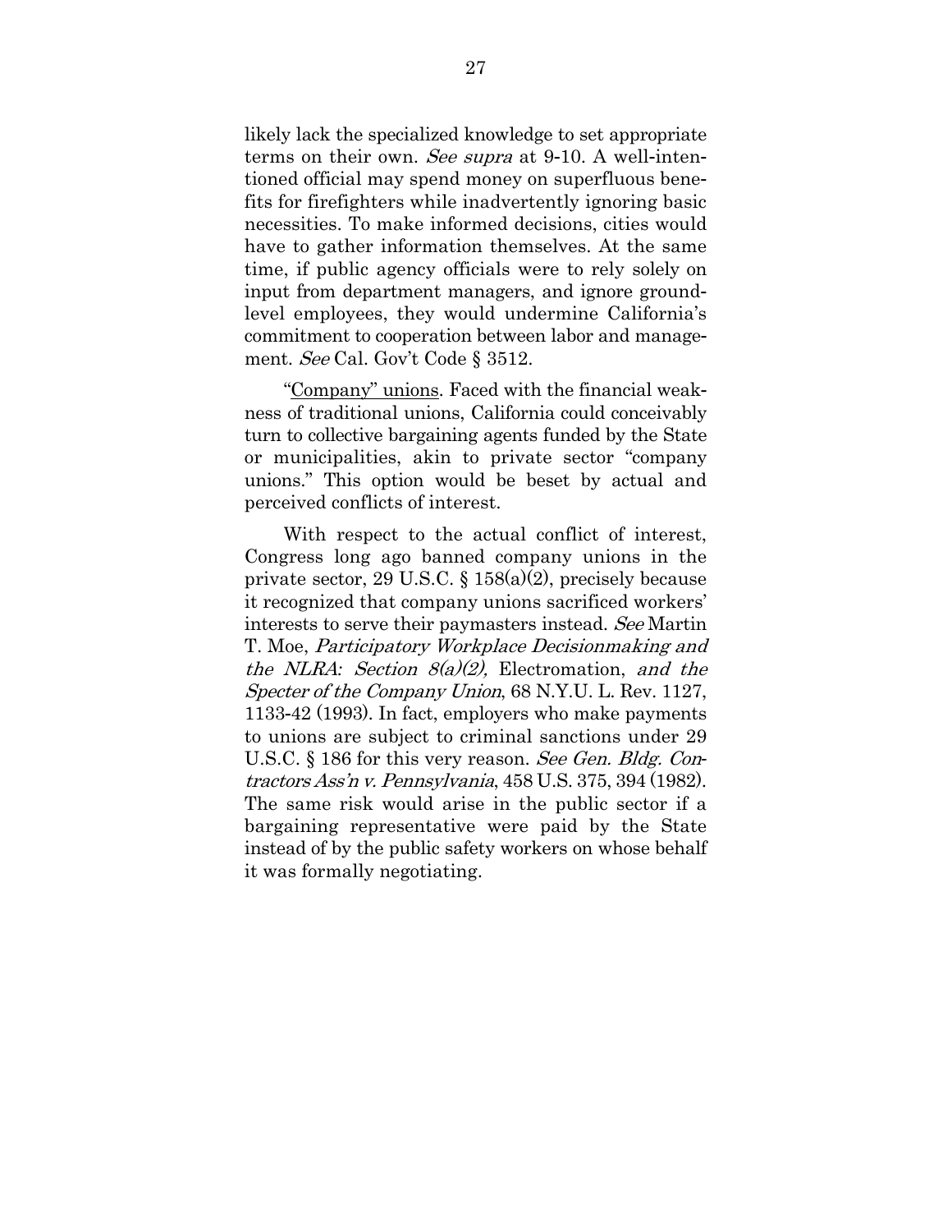likely lack the specialized knowledge to set appropriate terms on their own. *See supra* at 9-10. A well-intentioned official may spend money on superfluous benefits for firefighters while inadvertently ignoring basic necessities. To make informed decisions, cities would have to gather information themselves. At the same time, if public agency officials were to rely solely on input from department managers, and ignore ground-level employees, they would undermine California's commitment to cooperation between labor and management. *See* Cal. Gov't Code § 3512.

<u>"Company" unions</u>. Faced with the financial weakness of traditional unions, California could conceivably turn to collective bargaining agents funded by the State or municipalities, akin to private sector "company unions." This option would be beset by actual and perceived conflicts of interest.

With respect to the actual conflict of interest, Congress long ago banned company unions in the private sector, 29 U.S.C. § 158(a)(2), precisely because it recognized that company unions sacrificed workers' interests to serve their paymasters instead. *See* Martin T. Moe, *Participatory Workplace Decisionmaking and the NLRA: Section 8(a)(2),* Electromation, *and the Specter of the Company Union*, 68 N.Y.U. L. Rev. 1127, 1133-42 (1993). In fact, employers who make payments to unions are subject to criminal sanctions under 29 U.S.C. § 186 for this very reason. *See Gen. Bldg. Contractors Ass'n v. Pennsylvania*, 458 U.S. 375, 394 (1982). The same risk would arise in the public sector if a bargaining representative were paid by the State instead of by the public safety workers on whose behalf it was formally negotiating.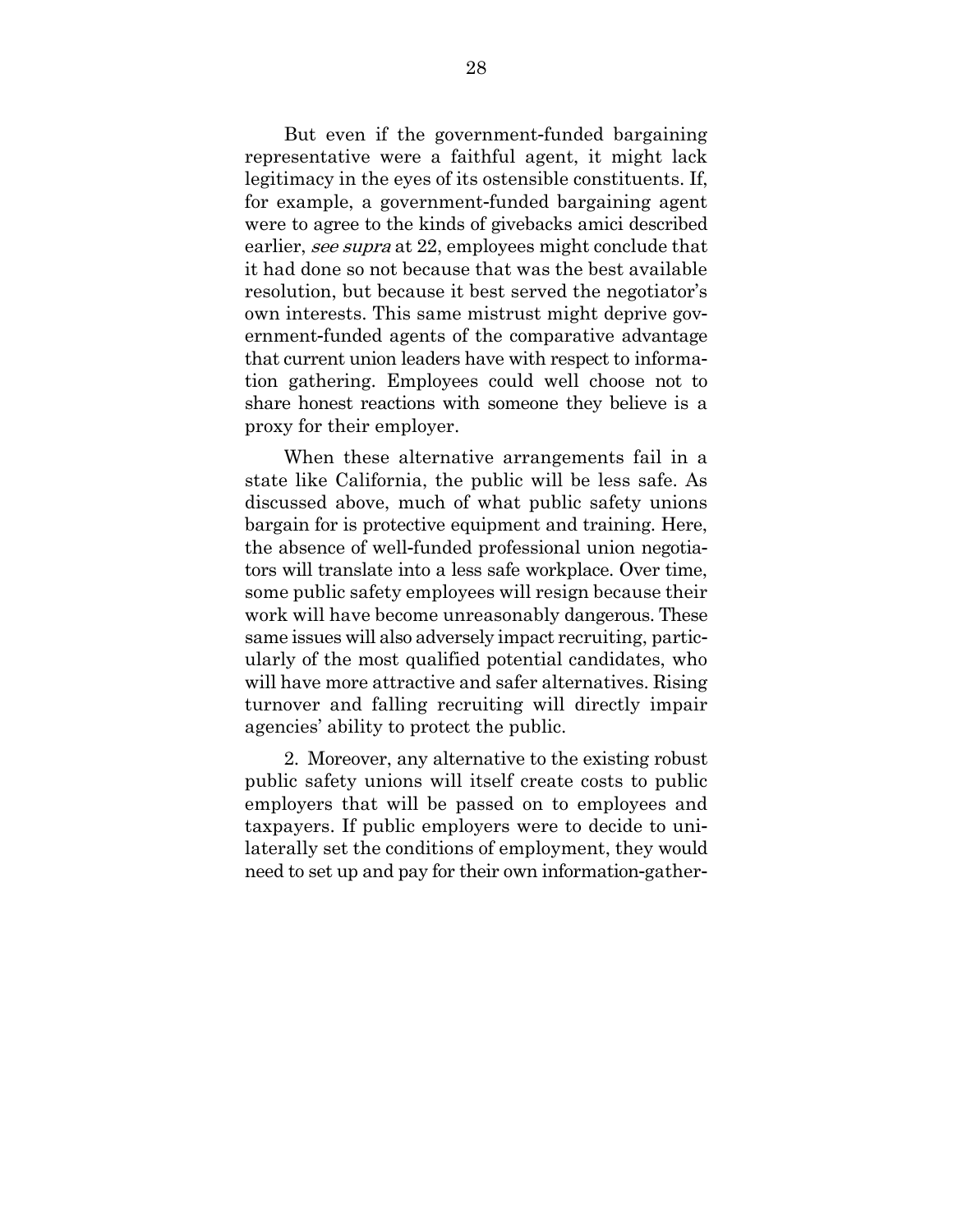But even if the government-funded bargaining representative were a faithful agent, it might lack legitimacy in the eyes of its ostensible constituents. If, for example, a government-funded bargaining agent were to agree to the kinds of givebacks amici described earlier, *see supra* at 22, employees might conclude that it had done so not because that was the best available resolution, but because it best served the negotiator's own interests. This same mistrust might deprive government-funded agents of the comparative advantage that current union leaders have with respect to information gathering. Employees could well choose not to share honest reactions with someone they believe is a proxy for their employer.

When these alternative arrangements fail in a state like California, the public will be less safe. As discussed above, much of what public safety unions bargain for is protective equipment and training. Here, the absence of well-funded professional union negotiators will translate into a less safe workplace. Over time, some public safety employees will resign because their work will have become unreasonably dangerous. These same issues will also adversely impact recruiting, particularly of the most qualified potential candidates, who will have more attractive and safer alternatives. Rising turnover and falling recruiting will directly impair agencies' ability to protect the public.

2. Moreover, any alternative to the existing robust public safety unions will itself create costs to public employers that will be passed on to employees and taxpayers. If public employers were to decide to unilaterally set the conditions of employment, they would need to set up and pay for their own information-gather-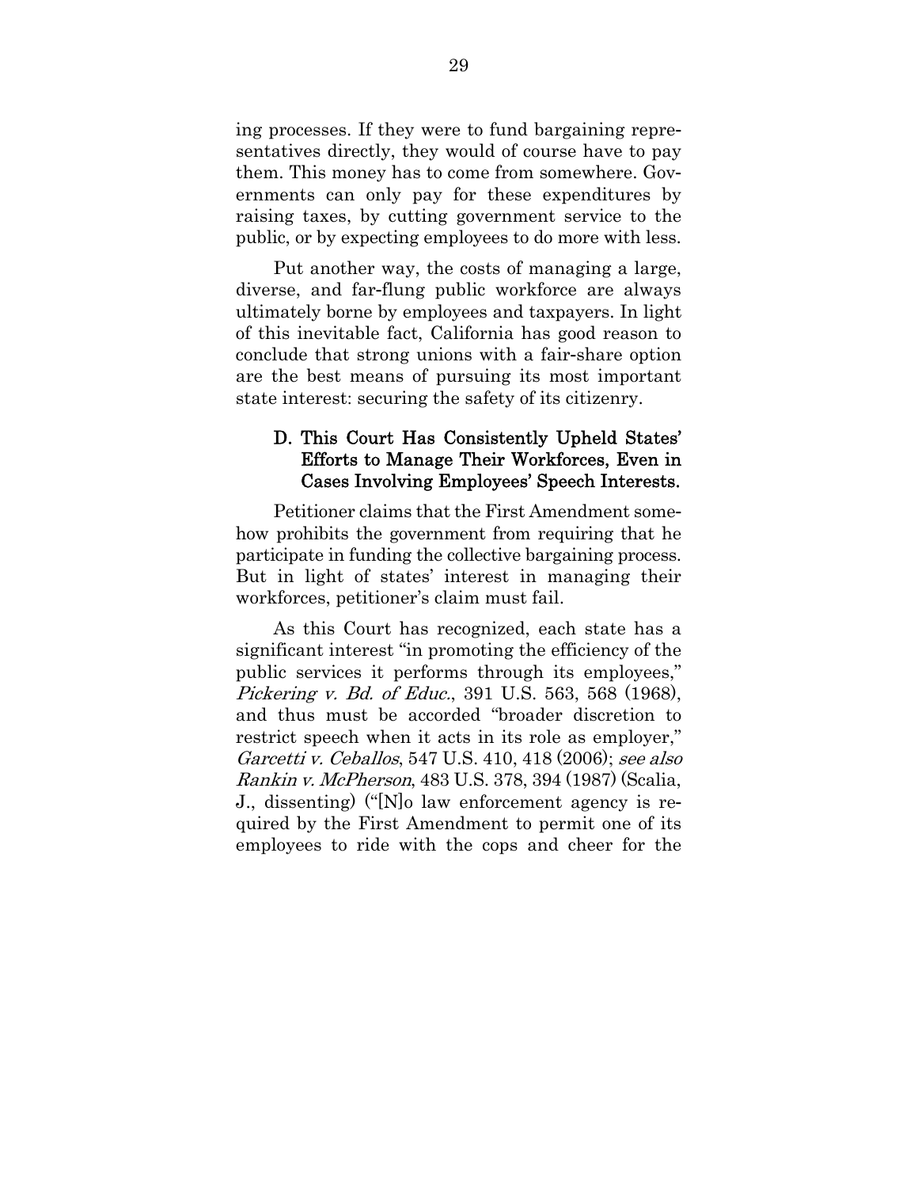ing processes. If they were to fund bargaining representatives directly, they would of course have to pay them. This money has to come from somewhere. Governments can only pay for these expenditures by raising taxes, by cutting government service to the public, or by expecting employees to do more with less.

Put another way, the costs of managing a large, diverse, and far-flung public workforce are always ultimately borne by employees and taxpayers. In light of this inevitable fact, California has good reason to conclude that strong unions with a fair-share option are the best means of pursuing its most important state interest: securing the safety of its citizenry.

### D. This Court Has Consistently Upheld States' Efforts to Manage Their Workforces, Even in Cases Involving Employees' Speech Interests.

Petitioner claims that the First Amendment somehow prohibits the government from requiring that he participate in funding the collective bargaining process. But in light of states' interest in managing their workforces, petitioner's claim must fail.

As this Court has recognized, each state has a significant interest "in promoting the efficiency of the public services it performs through its employees," *Pickering v. Bd. of Educ.*, 391 U.S. 563, 568 (1968), and thus must be accorded "broader discretion to restrict speech when it acts in its role as employer," *Garcetti v. Ceballos*, 547 U.S. 410, 418 (2006); *see also Rankin v. McPherson*, 483 U.S. 378, 394 (1987) (Scalia, J., dissenting) ("[N]o law enforcement agency is required by the First Amendment to permit one of its employees to ride with the cops and cheer for the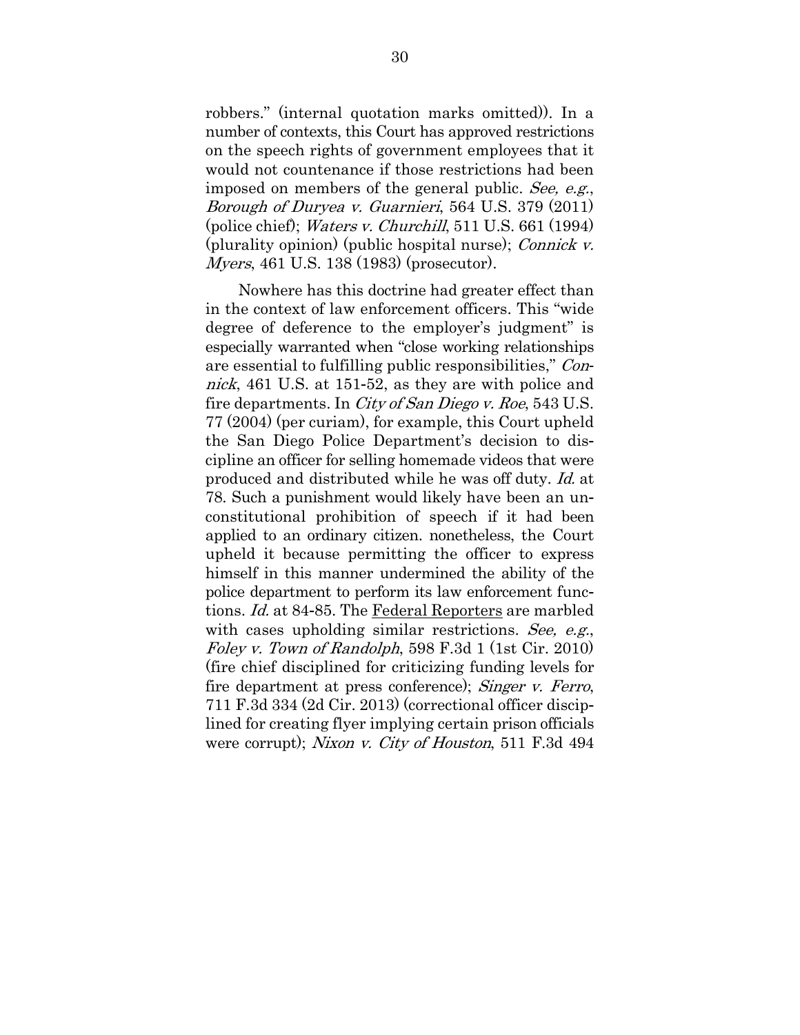robbers." (internal quotation marks omitted)). In a number of contexts, this Court has approved restrictions on the speech rights of government employees that it would not countenance if those restrictions had been imposed on members of the general public. *See, e.g.*, *Borough of Duryea v. Guarnieri*, 564 U.S. 379 (2011) (police chief); *Waters v. Churchill*, 511 U.S. 661 (1994) (plurality opinion) (public hospital nurse); *Connick v. Myers*, 461 U.S. 138 (1983) (prosecutor).

Nowhere has this doctrine had greater effect than in the context of law enforcement officers. This "wide degree of deference to the employer's judgment" is especially warranted when "close working relationships are essential to fulfilling public responsibilities," *Connick*, 461 U.S. at 151-52, as they are with police and fire departments. In *City of San Diego v. Roe*, 543 U.S. 77 (2004) (per curiam), for example, this Court upheld the San Diego Police Department's decision to discipline an officer for selling homemade videos that were produced and distributed while he was off duty. *Id.* at 78. Such a punishment would likely have been an unconstitutional prohibition of speech if it had been applied to an ordinary citizen. nonetheless, the Court upheld it because permitting the officer to express himself in this manner undermined the ability of the police department to perform its law enforcement functions. *Id.* at 84-85. The Federal Reporters are marbled with cases upholding similar restrictions. *See, e.g.*, *Foley v. Town of Randolph*, 598 F.3d 1 (1st Cir. 2010) (fire chief disciplined for criticizing funding levels for fire department at press conference); *Singer v. Ferro*, 711 F.3d 334 (2d Cir. 2013) (correctional officer disciplined for creating flyer implying certain prison officials were corrupt); *Nixon v. City of Houston*, 511 F.3d 494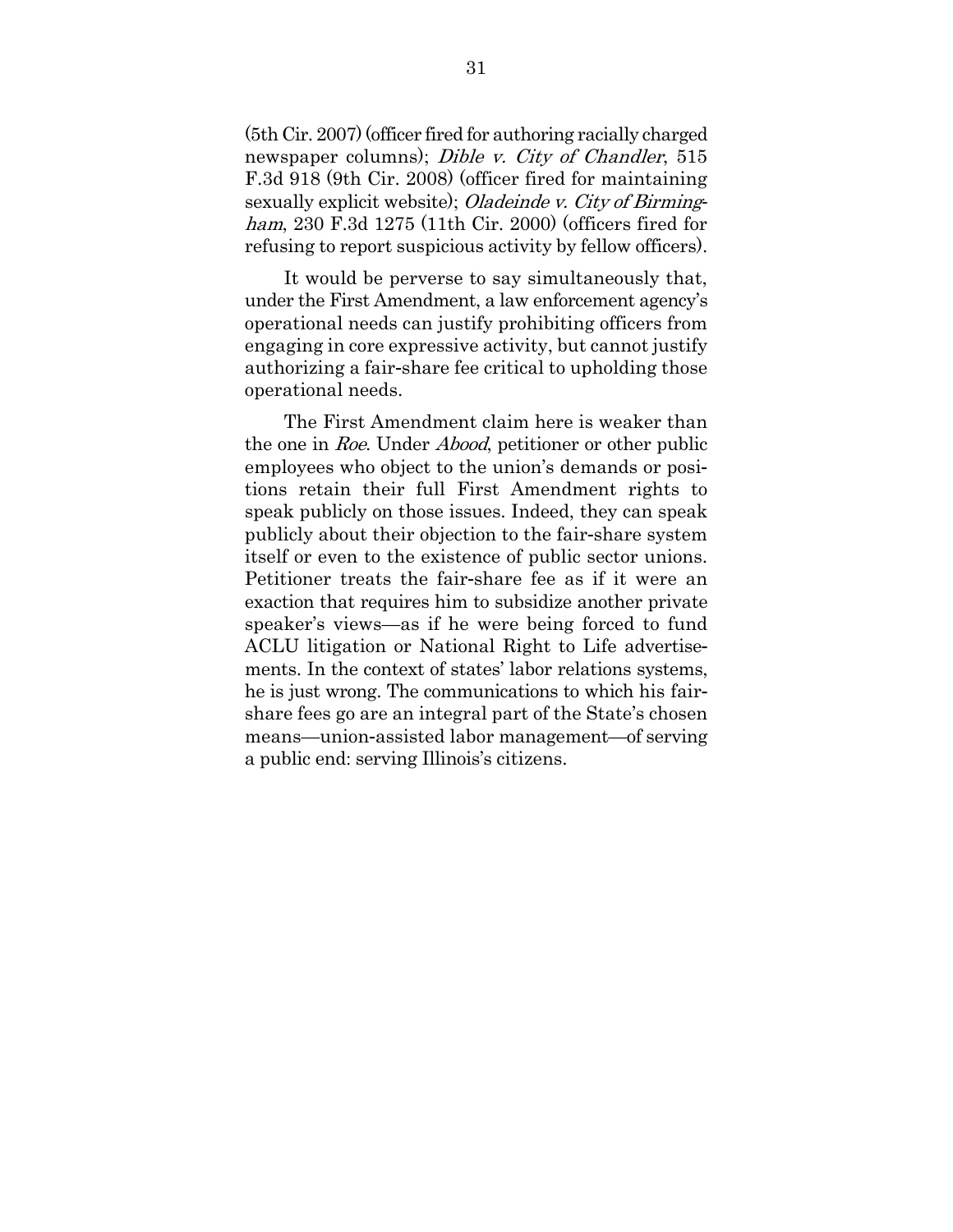(5th Cir. 2007) (officer fired for authoring racially charged newspaper columns); *Dible v. City of Chandler*, 515 F.3d 918 (9th Cir. 2008) (officer fired for maintaining sexually explicit website); *Oladeinde v. City of Birmingham*, 230 F.3d 1275 (11th Cir. 2000) (officers fired for refusing to report suspicious activity by fellow officers).

It would be perverse to say simultaneously that, under the First Amendment, a law enforcement agency's operational needs can justify prohibiting officers from engaging in core expressive activity, but cannot justify authorizing a fair-share fee critical to upholding those operational needs.

The First Amendment claim here is weaker than the one in *Roe*. Under *Abood*, petitioner or other public employees who object to the union's demands or positions retain their full First Amendment rights to speak publicly on those issues. Indeed, they can speak publicly about their objection to the fair-share system itself or even to the existence of public sector unions. Petitioner treats the fair-share fee as if it were an exaction that requires him to subsidize another private speaker's views—as if he were being forced to fund ACLU litigation or National Right to Life advertisements. In the context of states' labor relations systems, he is just wrong. The communications to which his fair-share fees go are an integral part of the State's chosen means—union-assisted labor management—of serving a public end: serving Illinois's citizens.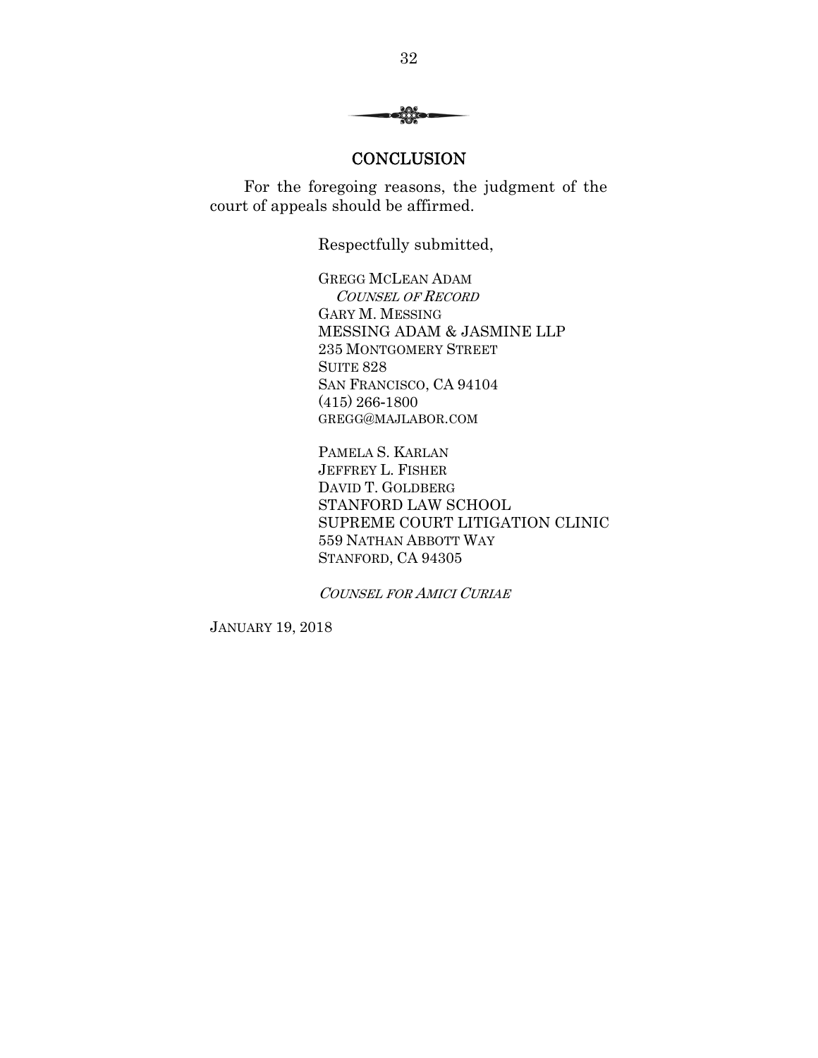## CONCLUSION

For the foregoing reasons, the judgment of the court of appeals should be affirmed.

Respectfully submitted,

GREGG MCLEAN ADAM
*COUNSEL OF RECORD*
GARY M. MESSING
MESSING ADAM & JASMINE LLP
235 MONTGOMERY STREET
SUITE 828
SAN FRANCISCO, CA 94104
(415) 266-1800
GREGG@MAJLABOR.COM

PAMELA S. KARLAN
JEFFREY L. FISHER
DAVID T. GOLDBERG
STANFORD LAW SCHOOL
SUPREME COURT LITIGATION CLINIC
559 NATHAN ABBOTT WAY
STANFORD, CA 94305

*COUNSEL FOR AMICI CURIAE*

JANUARY 19, 2018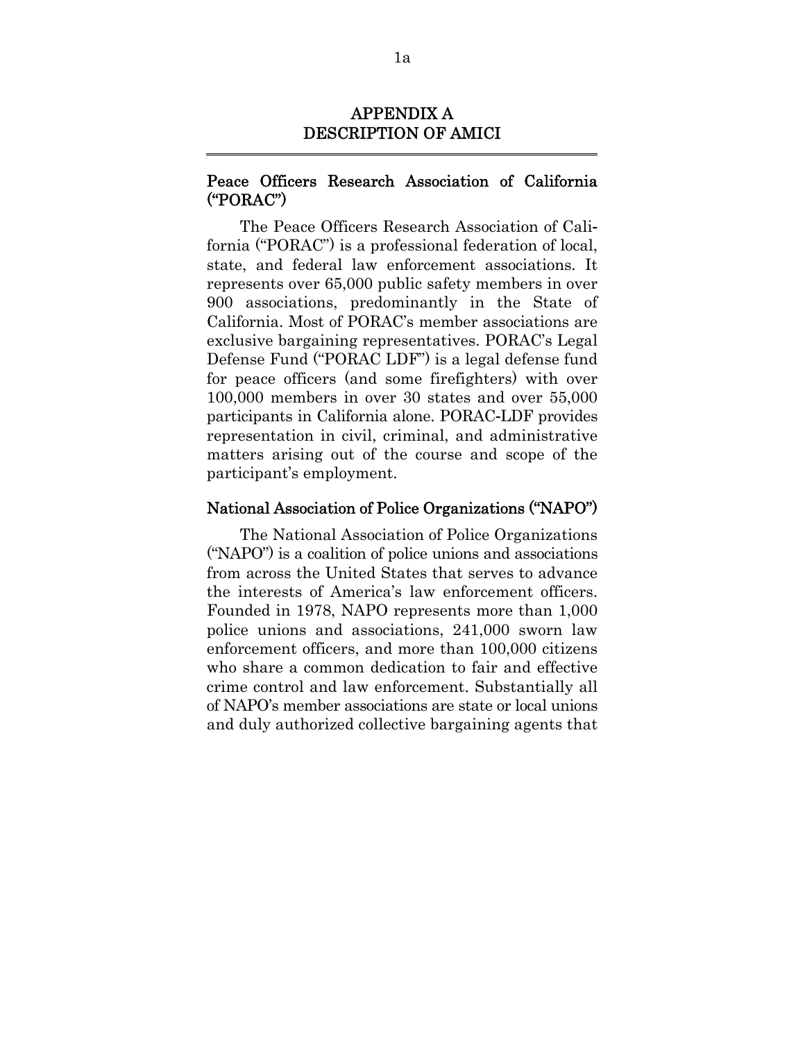# APPENDIX A
# DESCRIPTION OF AMICI

## Peace Officers Research Association of California ("PORAC")

The Peace Officers Research Association of California ("PORAC") is a professional federation of local, state, and federal law enforcement associations. It represents over 65,000 public safety members in over 900 associations, predominantly in the State of California. Most of PORAC's member associations are exclusive bargaining representatives. PORAC's Legal Defense Fund ("PORAC LDF") is a legal defense fund for peace officers (and some firefighters) with over 100,000 members in over 30 states and over 55,000 participants in California alone. PORAC-LDF provides representation in civil, criminal, and administrative matters arising out of the course and scope of the participant's employment.

## National Association of Police Organizations ("NAPO")

The National Association of Police Organizations ("NAPO") is a coalition of police unions and associations from across the United States that serves to advance the interests of America's law enforcement officers. Founded in 1978, NAPO represents more than 1,000 police unions and associations, 241,000 sworn law enforcement officers, and more than 100,000 citizens who share a common dedication to fair and effective crime control and law enforcement. Substantially all of NAPO's member associations are state or local unions and duly authorized collective bargaining agents that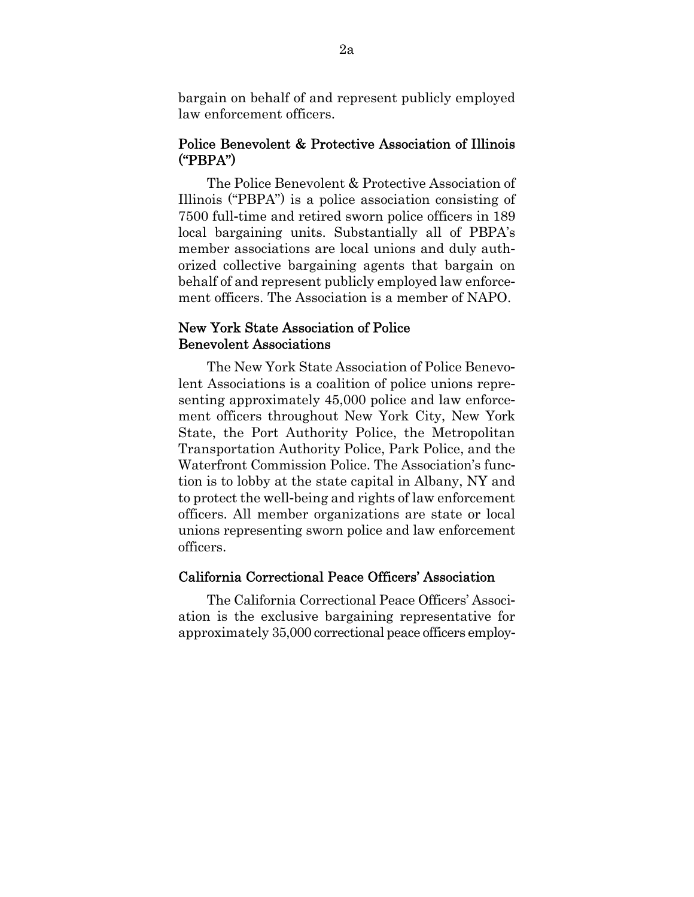bargain on behalf of and represent publicly employed law enforcement officers.

### Police Benevolent & Protective Association of Illinois ("PBPA")

The Police Benevolent & Protective Association of Illinois ("PBPA") is a police association consisting of 7500 full-time and retired sworn police officers in 189 local bargaining units. Substantially all of PBPA's member associations are local unions and duly authorized collective bargaining agents that bargain on behalf of and represent publicly employed law enforcement officers. The Association is a member of NAPO.

### New York State Association of Police Benevolent Associations

The New York State Association of Police Benevolent Associations is a coalition of police unions representing approximately 45,000 police and law enforcement officers throughout New York City, New York State, the Port Authority Police, the Metropolitan Transportation Authority Police, Park Police, and the Waterfront Commission Police. The Association's function is to lobby at the state capital in Albany, NY and to protect the well-being and rights of law enforcement officers. All member organizations are state or local unions representing sworn police and law enforcement officers.

### California Correctional Peace Officers' Association

The California Correctional Peace Officers' Association is the exclusive bargaining representative for approximately 35,000 correctional peace officers employ-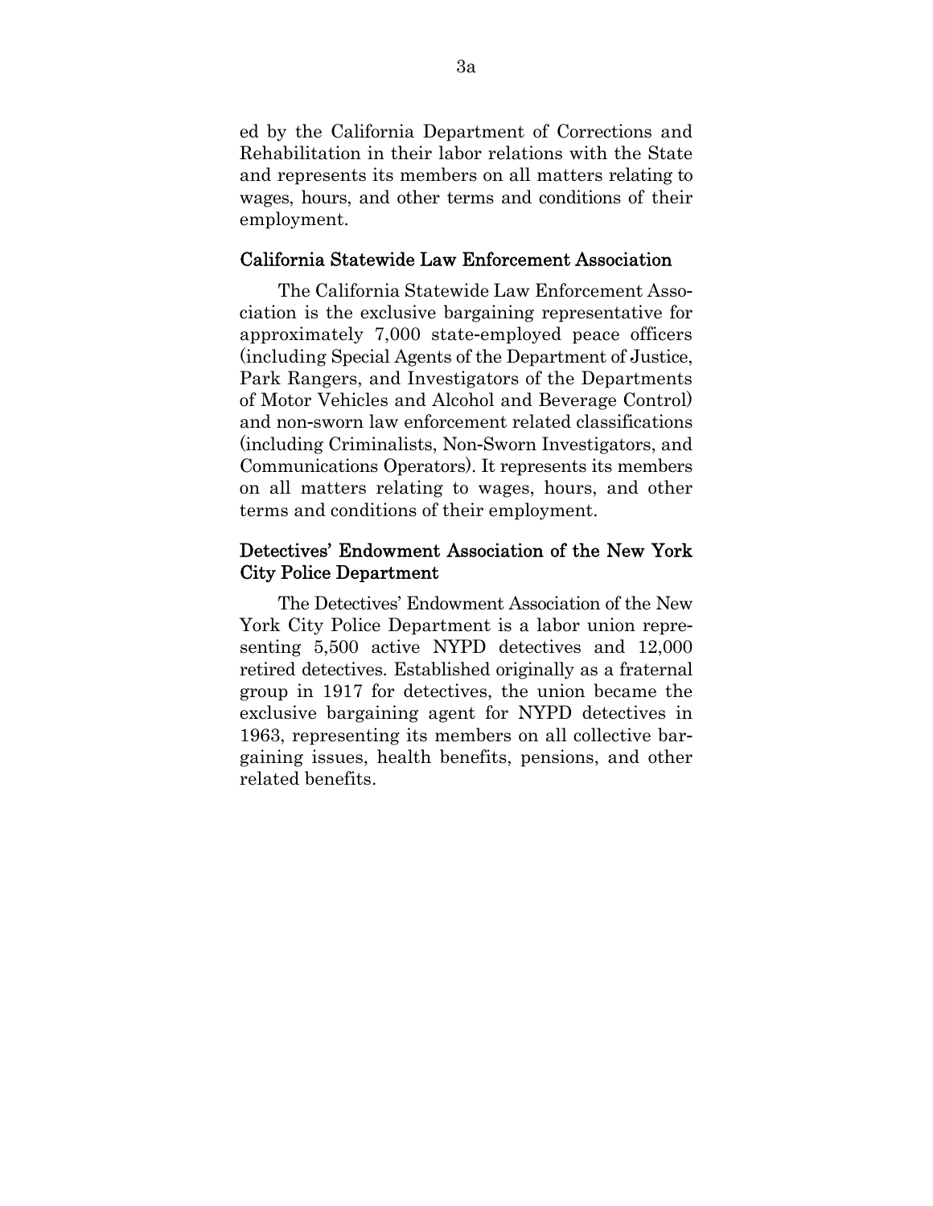ed by the California Department of Corrections and Rehabilitation in their labor relations with the State and represents its members on all matters relating to wages, hours, and other terms and conditions of their employment.

### California Statewide Law Enforcement Association

The California Statewide Law Enforcement Association is the exclusive bargaining representative for approximately 7,000 state-employed peace officers (including Special Agents of the Department of Justice, Park Rangers, and Investigators of the Departments of Motor Vehicles and Alcohol and Beverage Control) and non-sworn law enforcement related classifications (including Criminalists, Non-Sworn Investigators, and Communications Operators). It represents its members on all matters relating to wages, hours, and other terms and conditions of their employment.

### Detectives' Endowment Association of the New York City Police Department

The Detectives' Endowment Association of the New York City Police Department is a labor union representing 5,500 active NYPD detectives and 12,000 retired detectives. Established originally as a fraternal group in 1917 for detectives, the union became the exclusive bargaining agent for NYPD detectives in 1963, representing its members on all collective bargaining issues, health benefits, pensions, and other related benefits.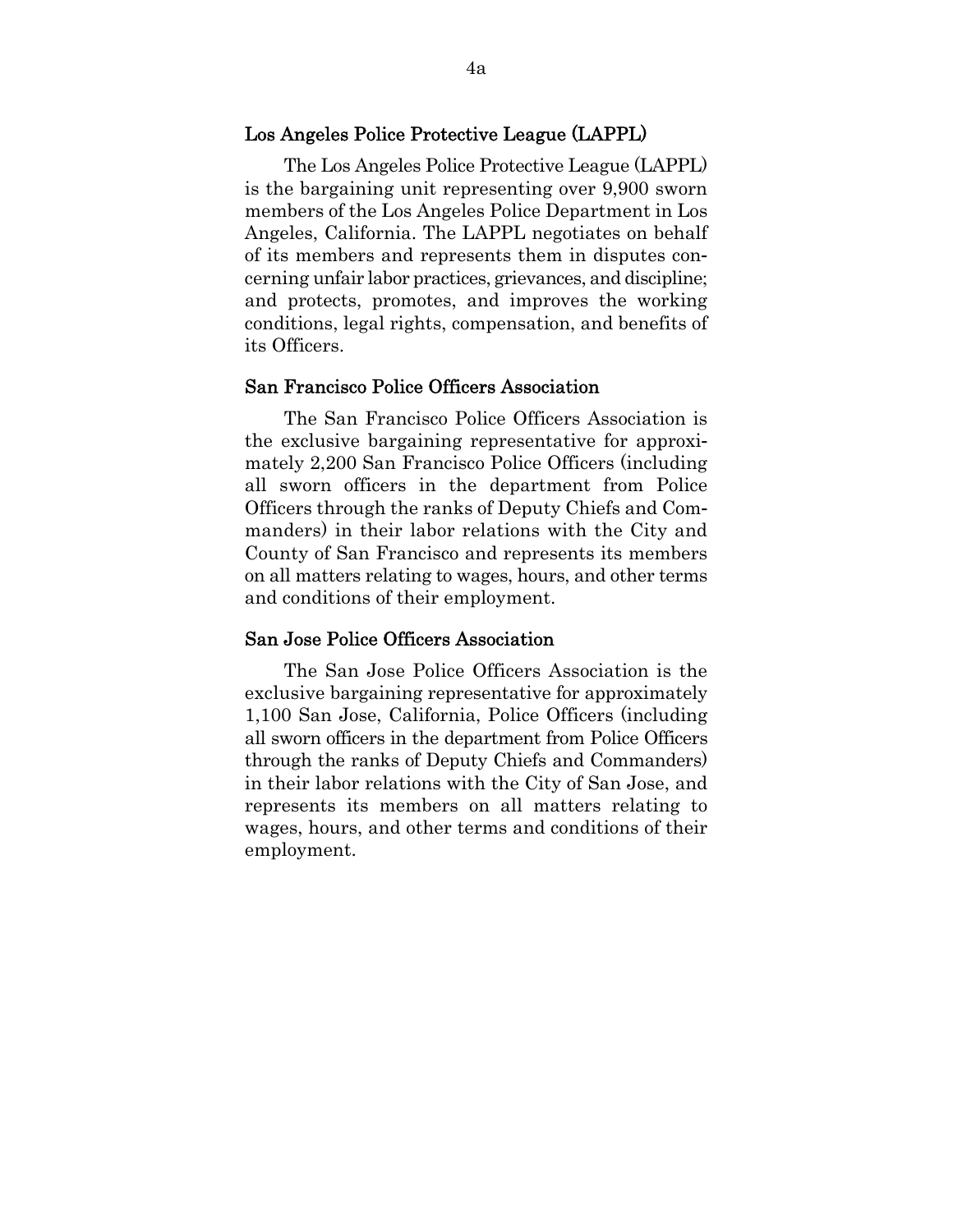### Los Angeles Police Protective League (LAPPL)

The Los Angeles Police Protective League (LAPPL) is the bargaining unit representing over 9,900 sworn members of the Los Angeles Police Department in Los Angeles, California. The LAPPL negotiates on behalf of its members and represents them in disputes concerning unfair labor practices, grievances, and discipline; and protects, promotes, and improves the working conditions, legal rights, compensation, and benefits of its Officers.

### San Francisco Police Officers Association

The San Francisco Police Officers Association is the exclusive bargaining representative for approximately 2,200 San Francisco Police Officers (including all sworn officers in the department from Police Officers through the ranks of Deputy Chiefs and Commanders) in their labor relations with the City and County of San Francisco and represents its members on all matters relating to wages, hours, and other terms and conditions of their employment.

### San Jose Police Officers Association

The San Jose Police Officers Association is the exclusive bargaining representative for approximately 1,100 San Jose, California, Police Officers (including all sworn officers in the department from Police Officers through the ranks of Deputy Chiefs and Commanders) in their labor relations with the City of San Jose, and represents its members on all matters relating to wages, hours, and other terms and conditions of their employment.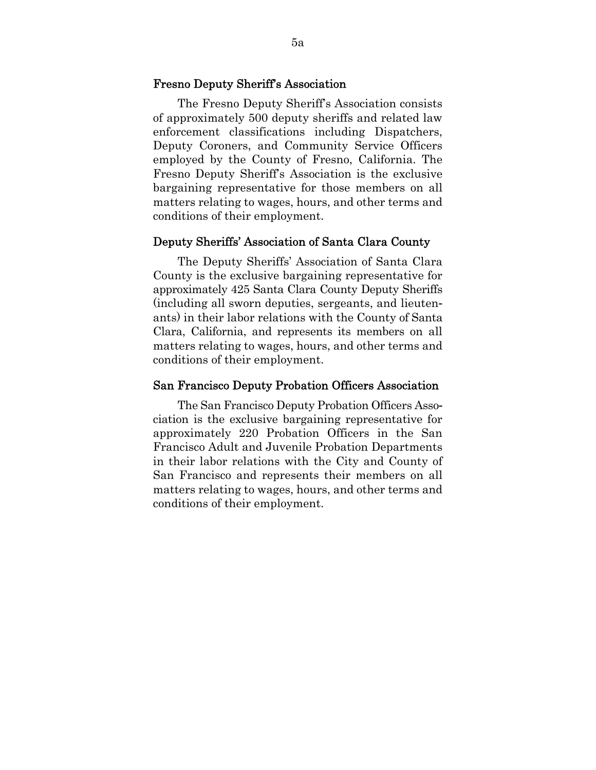### Fresno Deputy Sheriff's Association

The Fresno Deputy Sheriff's Association consists of approximately 500 deputy sheriffs and related law enforcement classifications including Dispatchers, Deputy Coroners, and Community Service Officers employed by the County of Fresno, California. The Fresno Deputy Sheriff's Association is the exclusive bargaining representative for those members on all matters relating to wages, hours, and other terms and conditions of their employment.

### Deputy Sheriffs' Association of Santa Clara County

The Deputy Sheriffs' Association of Santa Clara County is the exclusive bargaining representative for approximately 425 Santa Clara County Deputy Sheriffs (including all sworn deputies, sergeants, and lieutenants) in their labor relations with the County of Santa Clara, California, and represents its members on all matters relating to wages, hours, and other terms and conditions of their employment.

### San Francisco Deputy Probation Officers Association

The San Francisco Deputy Probation Officers Association is the exclusive bargaining representative for approximately 220 Probation Officers in the San Francisco Adult and Juvenile Probation Departments in their labor relations with the City and County of San Francisco and represents their members on all matters relating to wages, hours, and other terms and conditions of their employment.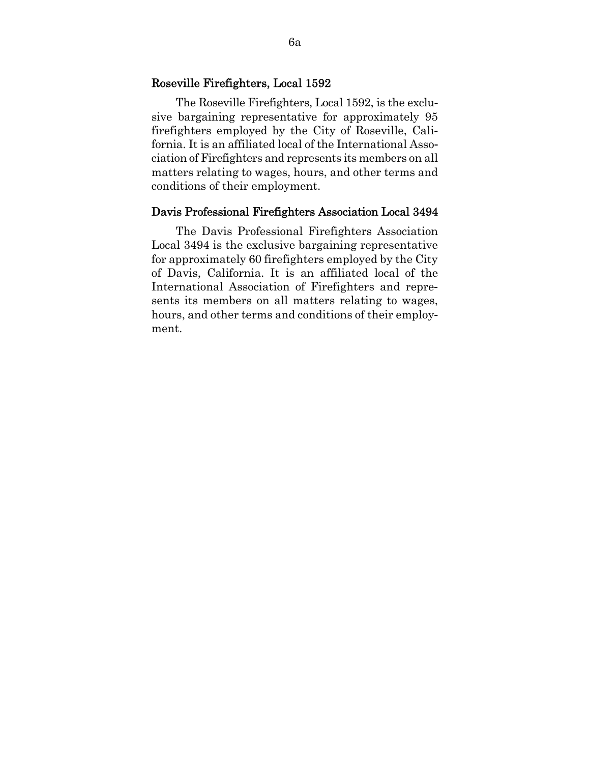### Roseville Firefighters, Local 1592

The Roseville Firefighters, Local 1592, is the exclusive bargaining representative for approximately 95 firefighters employed by the City of Roseville, California. It is an affiliated local of the International Association of Firefighters and represents its members on all matters relating to wages, hours, and other terms and conditions of their employment.

### Davis Professional Firefighters Association Local 3494

The Davis Professional Firefighters Association Local 3494 is the exclusive bargaining representative for approximately 60 firefighters employed by the City of Davis, California. It is an affiliated local of the International Association of Firefighters and represents its members on all matters relating to wages, hours, and other terms and conditions of their employment.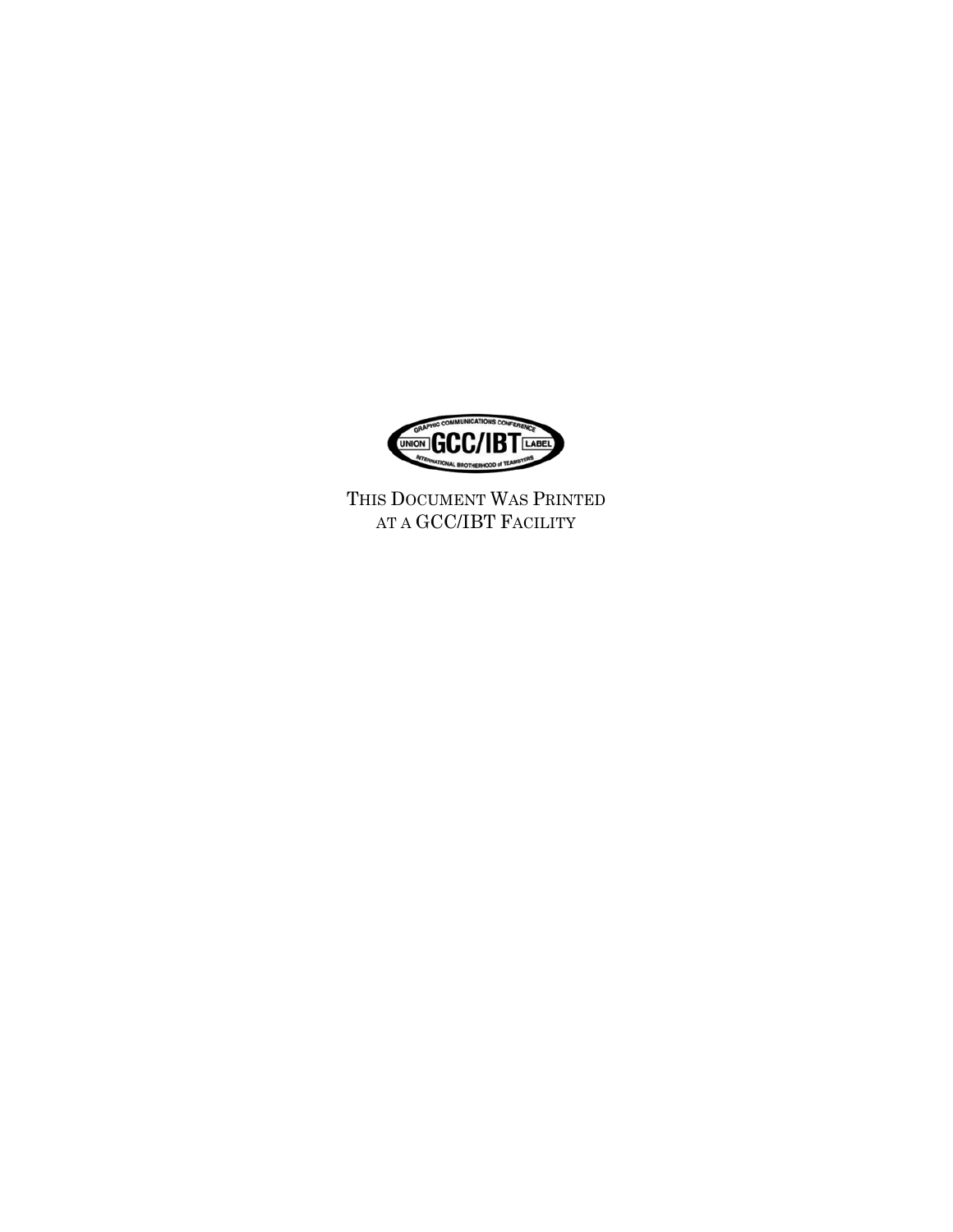GRAPHIC COMMUNICATIONS CONFERENCE

UNION GCC/IBT LABEL

INTERNATIONAL BROTHERHOOD of TEAMSTERS

THIS DOCUMENT WAS PRINTED
AT A GCC/IBT FACILITY